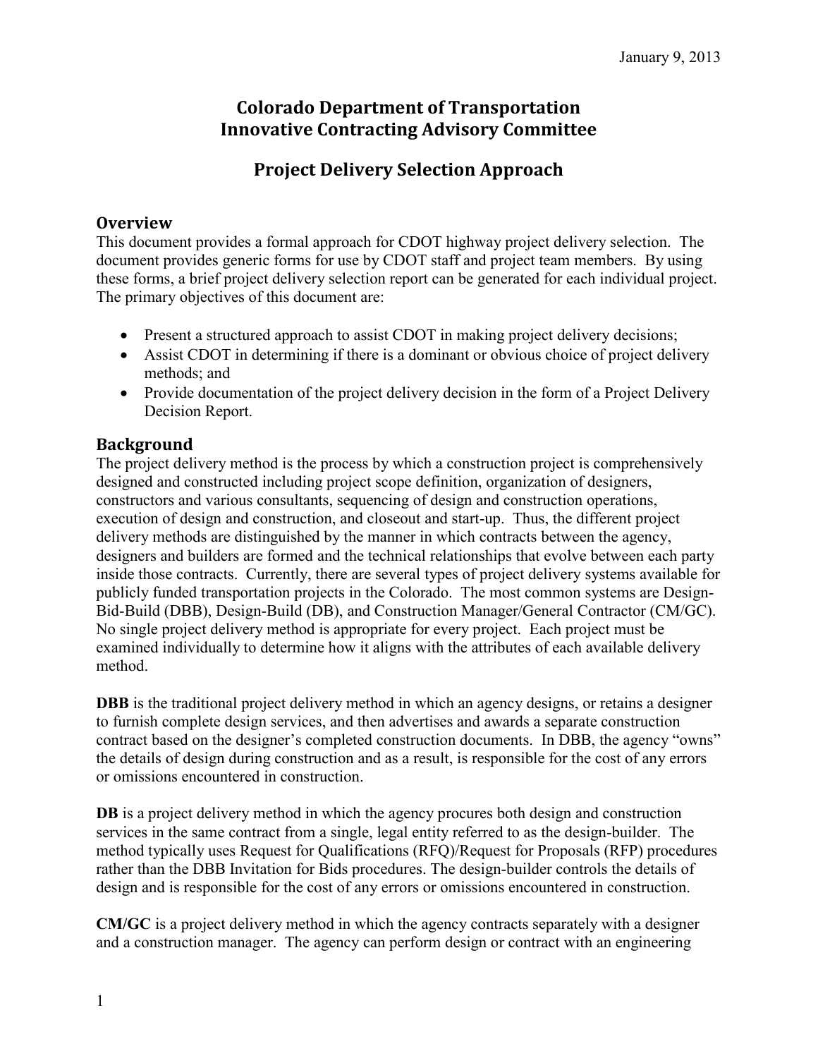January 9, 2013

# Colorado Department of Transportation
# Innovative Contracting Advisory Committee

# Project Delivery Selection Approach

## Overview

This document provides a formal approach for CDOT highway project delivery selection. The document provides generic forms for use by CDOT staff and project team members. By using these forms, a brief project delivery selection report can be generated for each individual project. The primary objectives of this document are:

- Present a structured approach to assist CDOT in making project delivery decisions;
- Assist CDOT in determining if there is a dominant or obvious choice of project delivery methods; and
- Provide documentation of the project delivery decision in the form of a Project Delivery Decision Report.

## Background

The project delivery method is the process by which a construction project is comprehensively designed and constructed including project scope definition, organization of designers, constructors and various consultants, sequencing of design and construction operations, execution of design and construction, and closeout and start-up. Thus, the different project delivery methods are distinguished by the manner in which contracts between the agency, designers and builders are formed and the technical relationships that evolve between each party inside those contracts. Currently, there are several types of project delivery systems available for publicly funded transportation projects in the Colorado. The most common systems are Design-Bid-Build (DBB), Design-Build (DB), and Construction Manager/General Contractor (CM/GC). No single project delivery method is appropriate for every project. Each project must be examined individually to determine how it aligns with the attributes of each available delivery method.

**DBB** is the traditional project delivery method in which an agency designs, or retains a designer to furnish complete design services, and then advertises and awards a separate construction contract based on the designer's completed construction documents. In DBB, the agency "owns" the details of design during construction and as a result, is responsible for the cost of any errors or omissions encountered in construction.

**DB** is a project delivery method in which the agency procures both design and construction services in the same contract from a single, legal entity referred to as the design-builder. The method typically uses Request for Qualifications (RFQ)/Request for Proposals (RFP) procedures rather than the DBB Invitation for Bids procedures. The design-builder controls the details of design and is responsible for the cost of any errors or omissions encountered in construction.

**CM/GC** is a project delivery method in which the agency contracts separately with a designer and a construction manager. The agency can perform design or contract with an engineering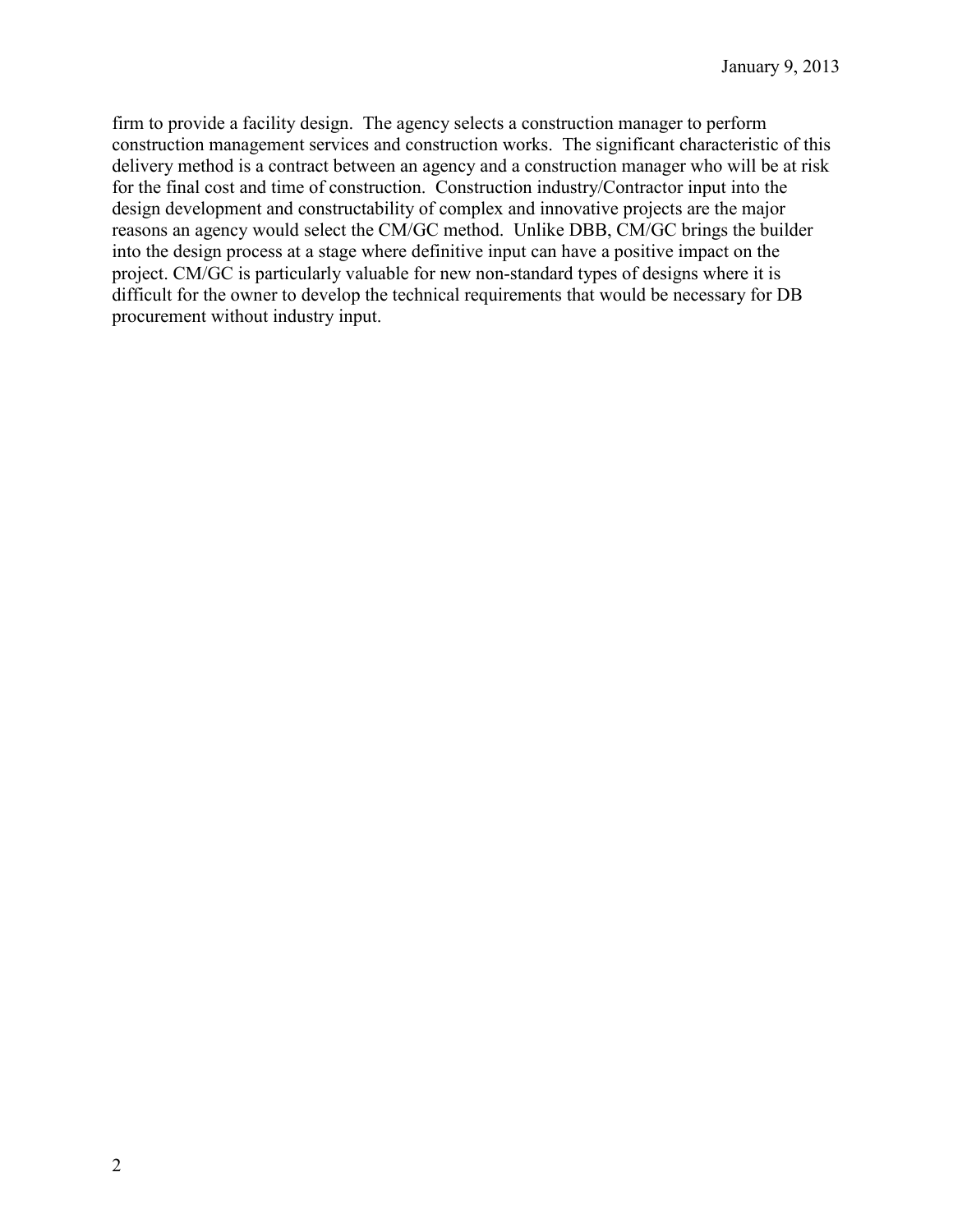firm to provide a facility design. The agency selects a construction manager to perform construction management services and construction works. The significant characteristic of this delivery method is a contract between an agency and a construction manager who will be at risk for the final cost and time of construction. Construction industry/Contractor input into the design development and constructability of complex and innovative projects are the major reasons an agency would select the CM/GC method. Unlike DBB, CM/GC brings the builder into the design process at a stage where definitive input can have a positive impact on the project. CM/GC is particularly valuable for new non-standard types of designs where it is difficult for the owner to develop the technical requirements that would be necessary for DB procurement without industry input.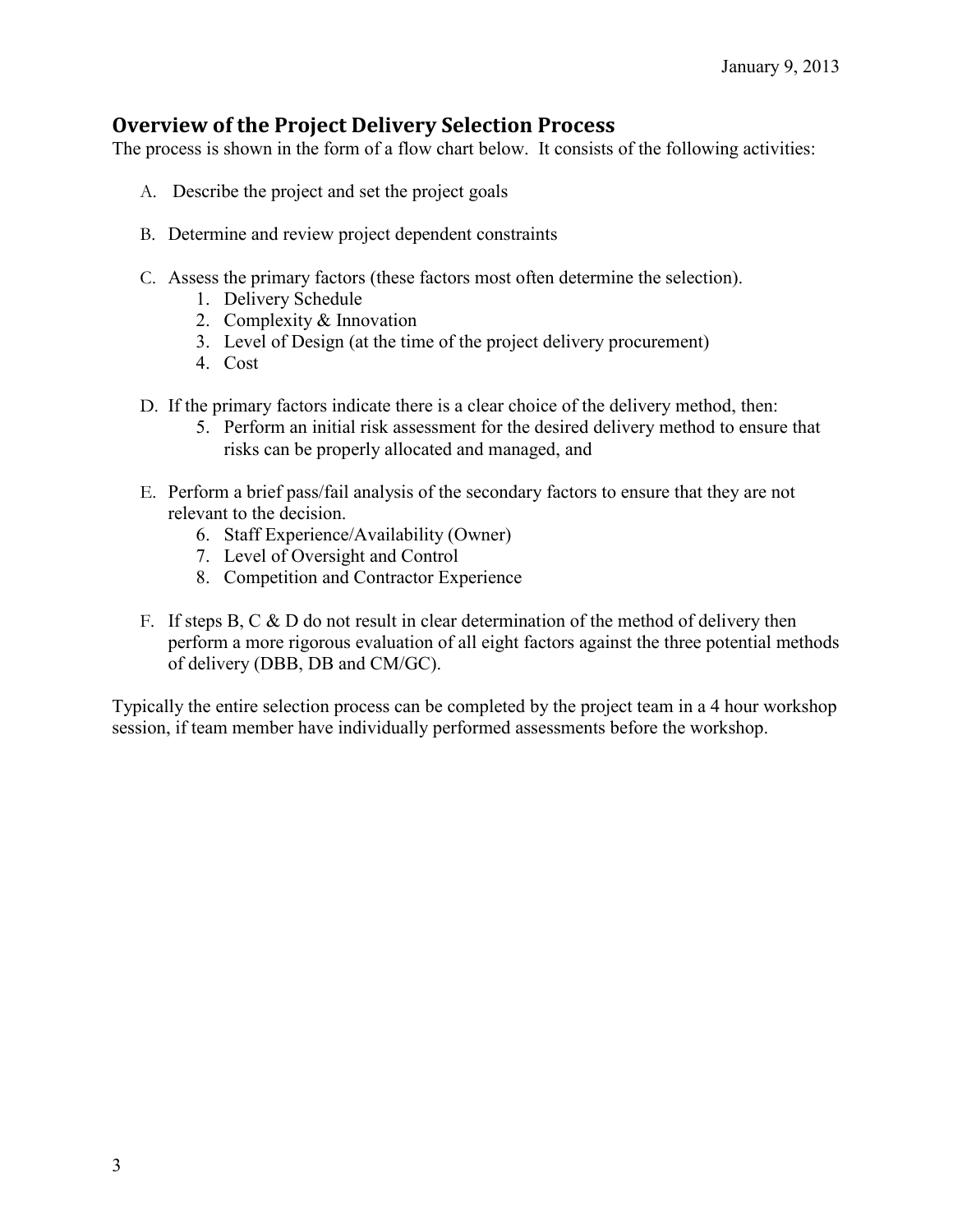## Overview of the Project Delivery Selection Process

The process is shown in the form of a flow chart below. It consists of the following activities:

A. Describe the project and set the project goals

B. Determine and review project dependent constraints

C. Assess the primary factors (these factors most often determine the selection).
   1. Delivery Schedule
   2. Complexity & Innovation
   3. Level of Design (at the time of the project delivery procurement)
   4. Cost

D. If the primary factors indicate there is a clear choice of the delivery method, then:
   5. Perform an initial risk assessment for the desired delivery method to ensure that risks can be properly allocated and managed, and

E. Perform a brief pass/fail analysis of the secondary factors to ensure that they are not relevant to the decision.
   6. Staff Experience/Availability (Owner)
   7. Level of Oversight and Control
   8. Competition and Contractor Experience

F. If steps B, C & D do not result in clear determination of the method of delivery then perform a more rigorous evaluation of all eight factors against the three potential methods of delivery (DBB, DB and CM/GC).

Typically the entire selection process can be completed by the project team in a 4 hour workshop session, if team member have individually performed assessments before the workshop.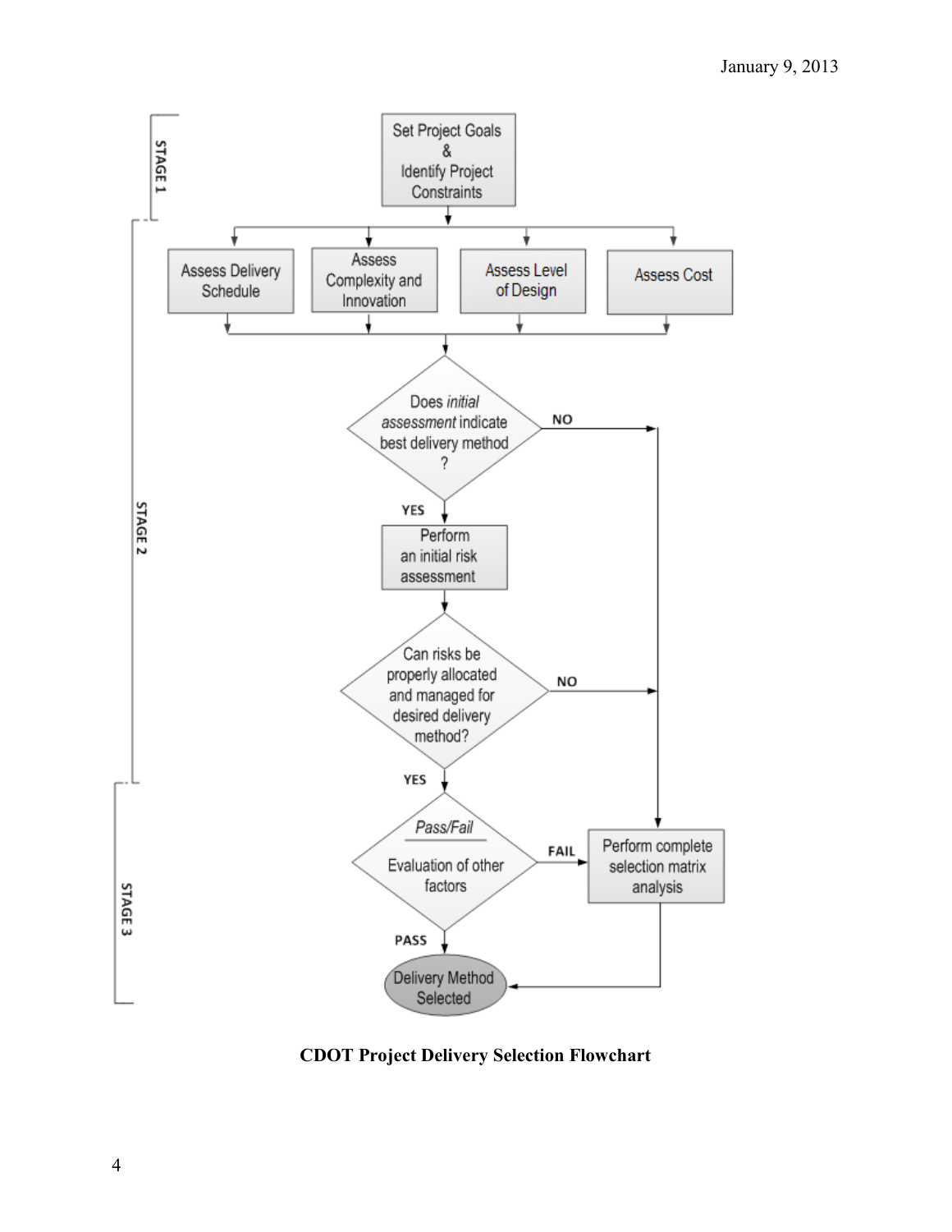STAGE 1

Set Project Goals & Identify Project Constraints

STAGE 2

- Assess Delivery Schedule
- Assess Complexity and Innovation
- Assess Level of Design
- Assess Cost

Does *initial assessment* indicate best delivery method?

- YES → Perform an initial risk assessment
- NO → Perform complete selection matrix analysis

Can risks be properly allocated and managed for desired delivery method?

- YES → *Pass/Fail* Evaluation of other factors
- NO → Perform complete selection matrix analysis

STAGE 3

*Pass/Fail* Evaluation of other factors

- PASS → Delivery Method Selected
- FAIL → Perform complete selection matrix analysis → Delivery Method Selected

**CDOT Project Delivery Selection Flowchart**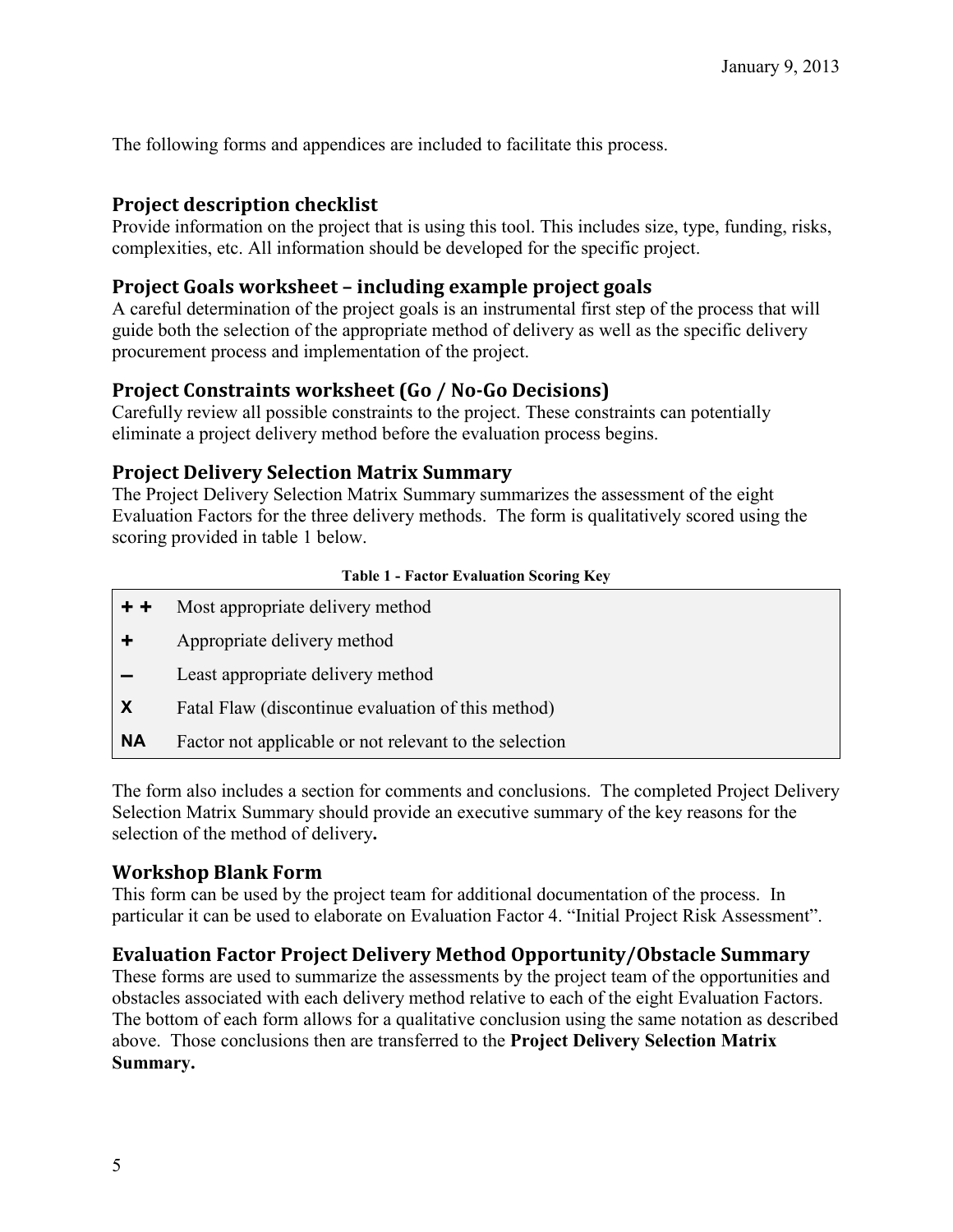The following forms and appendices are included to facilitate this process.

## Project description checklist

Provide information on the project that is using this tool. This includes size, type, funding, risks, complexities, etc. All information should be developed for the specific project.

## Project Goals worksheet – including example project goals

A careful determination of the project goals is an instrumental first step of the process that will guide both the selection of the appropriate method of delivery as well as the specific delivery procurement process and implementation of the project.

## Project Constraints worksheet (Go / No-Go Decisions)

Carefully review all possible constraints to the project. These constraints can potentially eliminate a project delivery method before the evaluation process begins.

## Project Delivery Selection Matrix Summary

The Project Delivery Selection Matrix Summary summarizes the assessment of the eight Evaluation Factors for the three delivery methods. The form is qualitatively scored using the scoring provided in table 1 below.

**Table 1 - Factor Evaluation Scoring Key**

| Score | Description |
| --- | --- |
| **+ +** | Most appropriate delivery method |
| **+** | Appropriate delivery method |
| **–** | Least appropriate delivery method |
| **X** | Fatal Flaw (discontinue evaluation of this method) |
| **NA** | Factor not applicable or not relevant to the selection |

The form also includes a section for comments and conclusions. The completed Project Delivery Selection Matrix Summary should provide an executive summary of the key reasons for the selection of the method of delivery**.**

## Workshop Blank Form

This form can be used by the project team for additional documentation of the process. In particular it can be used to elaborate on Evaluation Factor 4. "Initial Project Risk Assessment".

## Evaluation Factor Project Delivery Method Opportunity/Obstacle Summary

These forms are used to summarize the assessments by the project team of the opportunities and obstacles associated with each delivery method relative to each of the eight Evaluation Factors. The bottom of each form allows for a qualitative conclusion using the same notation as described above. Those conclusions then are transferred to the **Project Delivery Selection Matrix Summary.**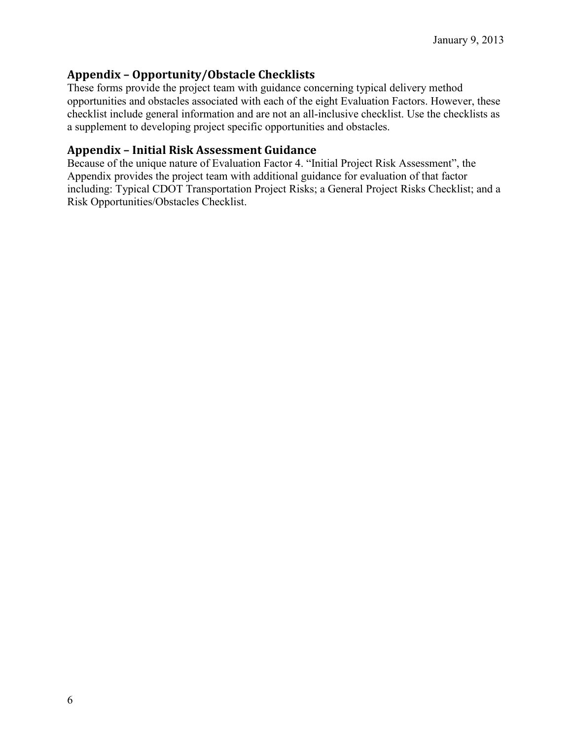## Appendix – Opportunity/Obstacle Checklists

These forms provide the project team with guidance concerning typical delivery method opportunities and obstacles associated with each of the eight Evaluation Factors. However, these checklist include general information and are not an all-inclusive checklist. Use the checklists as a supplement to developing project specific opportunities and obstacles.

## Appendix – Initial Risk Assessment Guidance

Because of the unique nature of Evaluation Factor 4. "Initial Project Risk Assessment", the Appendix provides the project team with additional guidance for evaluation of that factor including: Typical CDOT Transportation Project Risks; a General Project Risks Checklist; and a Risk Opportunities/Obstacles Checklist.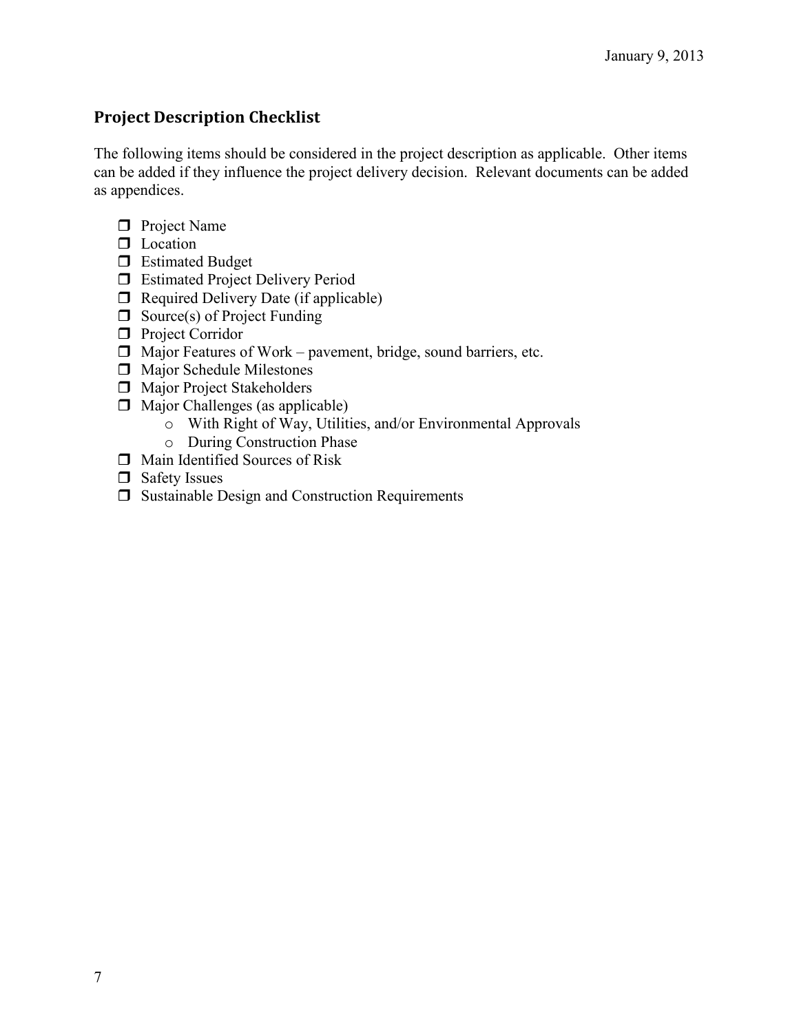## Project Description Checklist

The following items should be considered in the project description as applicable. Other items can be added if they influence the project delivery decision. Relevant documents can be added as appendices.

- [ ] Project Name
- [ ] Location
- [ ] Estimated Budget
- [ ] Estimated Project Delivery Period
- [ ] Required Delivery Date (if applicable)
- [ ] Source(s) of Project Funding
- [ ] Project Corridor
- [ ] Major Features of Work – pavement, bridge, sound barriers, etc.
- [ ] Major Schedule Milestones
- [ ] Major Project Stakeholders
- [ ] Major Challenges (as applicable)
  - With Right of Way, Utilities, and/or Environmental Approvals
  - During Construction Phase
- [ ] Main Identified Sources of Risk
- [ ] Safety Issues
- [ ] Sustainable Design and Construction Requirements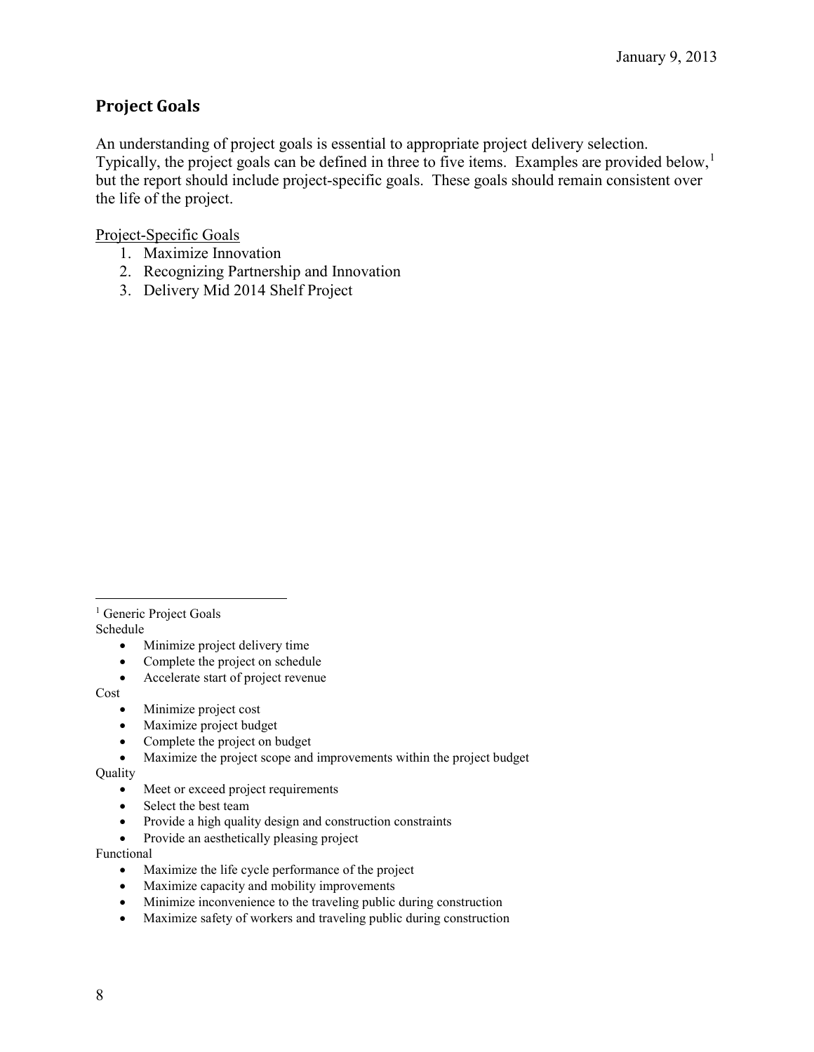## Project Goals

An understanding of project goals is essential to appropriate project delivery selection. Typically, the project goals can be defined in three to five items. Examples are provided below,[1] but the report should include project-specific goals. These goals should remain consistent over the life of the project.

Project-Specific Goals

1. Maximize Innovation
2. Recognizing Partnership and Innovation
3. Delivery Mid 2014 Shelf Project

---

[1] Generic Project Goals

Schedule

- Minimize project delivery time
- Complete the project on schedule
- Accelerate start of project revenue

Cost

- Minimize project cost
- Maximize project budget
- Complete the project on budget
- Maximize the project scope and improvements within the project budget

Quality

- Meet or exceed project requirements
- Select the best team
- Provide a high quality design and construction constraints
- Provide an aesthetically pleasing project

Functional

- Maximize the life cycle performance of the project
- Maximize capacity and mobility improvements
- Minimize inconvenience to the traveling public during construction
- Maximize safety of workers and traveling public during construction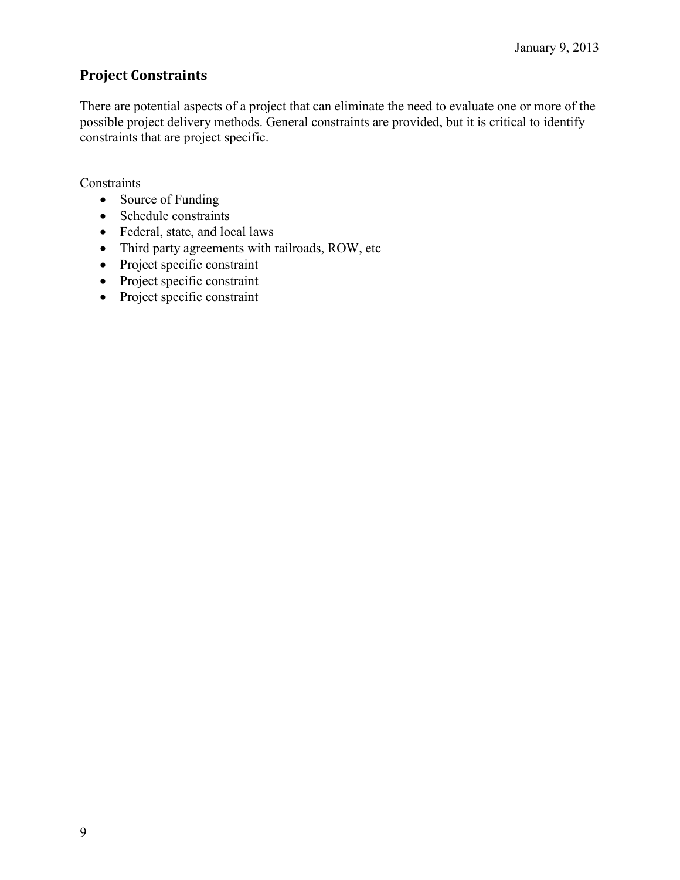## Project Constraints

There are potential aspects of a project that can eliminate the need to evaluate one or more of the possible project delivery methods. General constraints are provided, but it is critical to identify constraints that are project specific.

<u>Constraints</u>

- Source of Funding
- Schedule constraints
- Federal, state, and local laws
- Third party agreements with railroads, ROW, etc
- Project specific constraint
- Project specific constraint
- Project specific constraint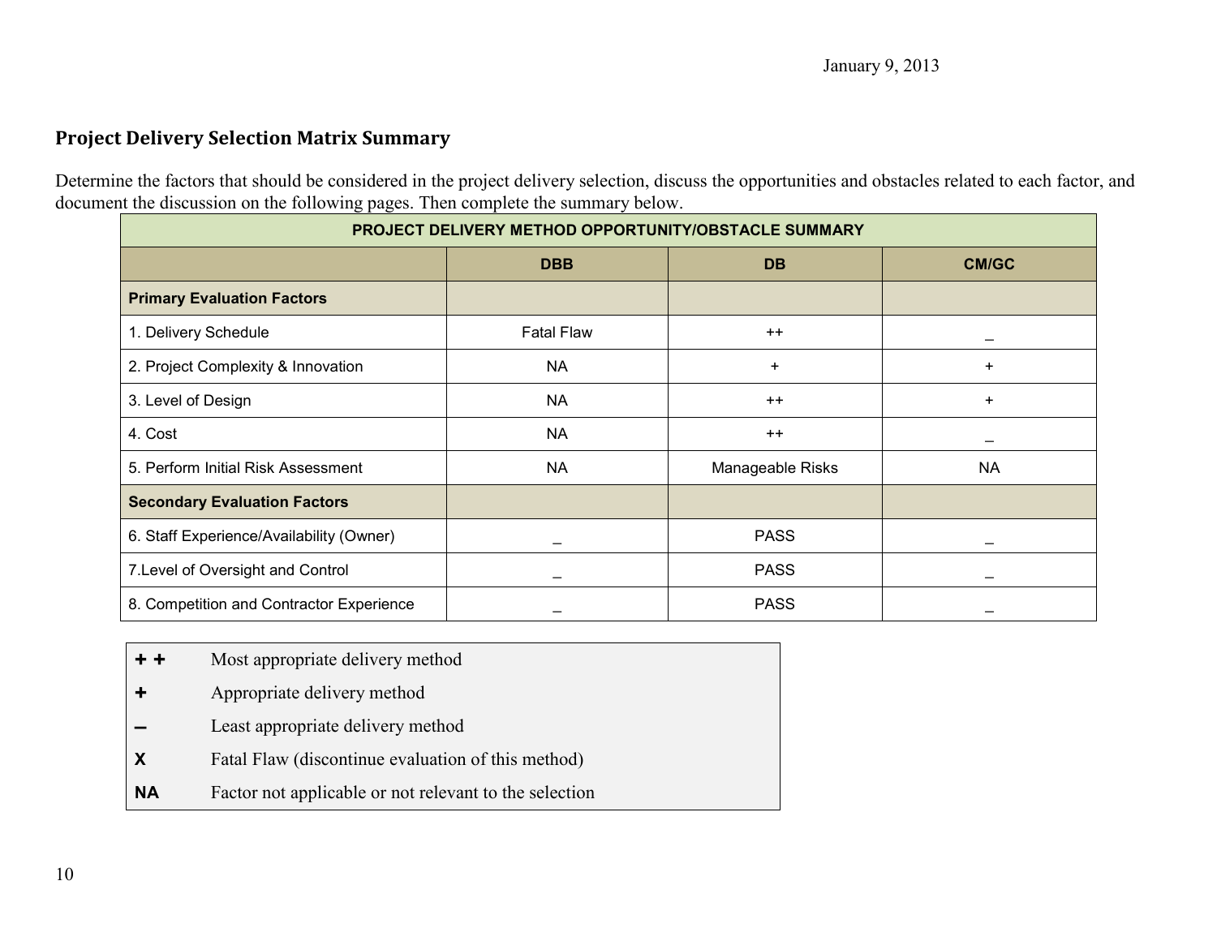January 9, 2013

## Project Delivery Selection Matrix Summary

Determine the factors that should be considered in the project delivery selection, discuss the opportunities and obstacles related to each factor, and document the discussion on the following pages. Then complete the summary below.

| PROJECT DELIVERY METHOD OPPORTUNITY/OBSTACLE SUMMARY | | | |
|---|---|---|---|
| | **DBB** | **DB** | **CM/GC** |
| **Primary Evaluation Factors** | | | |
| 1. Delivery Schedule | Fatal Flaw | ++ | _ |
| 2. Project Complexity & Innovation | NA | + | + |
| 3. Level of Design | NA | ++ | + |
| 4. Cost | NA | ++ | _ |
| 5. Perform Initial Risk Assessment | NA | Manageable Risks | NA |
| **Secondary Evaluation Factors** | | | |
| 6. Staff Experience/Availability (Owner) | _ | PASS | _ |
| 7.Level of Oversight and Control | _ | PASS | _ |
| 8. Competition and Contractor Experience | _ | PASS | _ |

| | |
|---|---|
| **+ +** | Most appropriate delivery method |
| **+** | Appropriate delivery method |
| **–** | Least appropriate delivery method |
| **X** | Fatal Flaw (discontinue evaluation of this method) |
| **NA** | Factor not applicable or not relevant to the selection |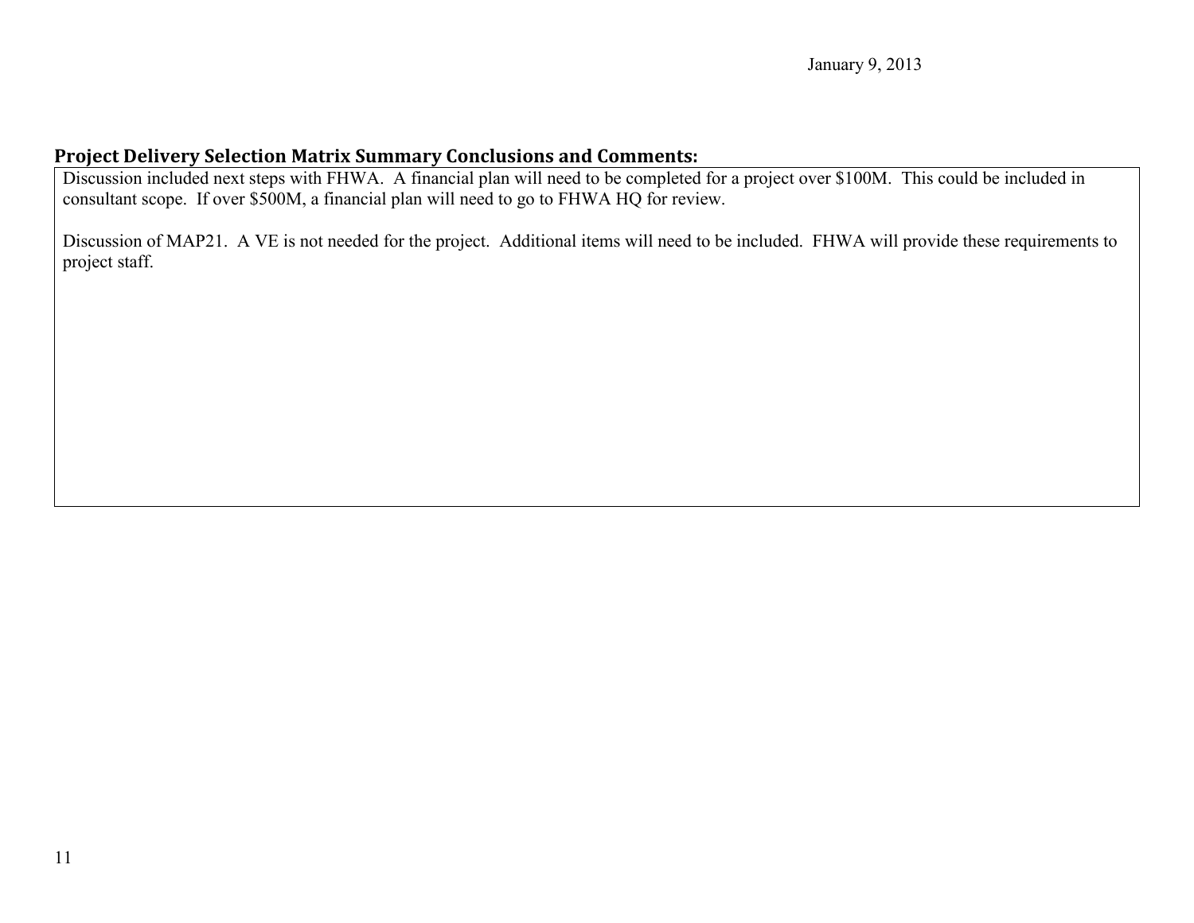## Project Delivery Selection Matrix Summary Conclusions and Comments:

Discussion included next steps with FHWA. A financial plan will need to be completed for a project over $100M. This could be included in consultant scope. If over $500M, a financial plan will need to go to FHWA HQ for review.

Discussion of MAP21. A VE is not needed for the project. Additional items will need to be included. FHWA will provide these requirements to project staff.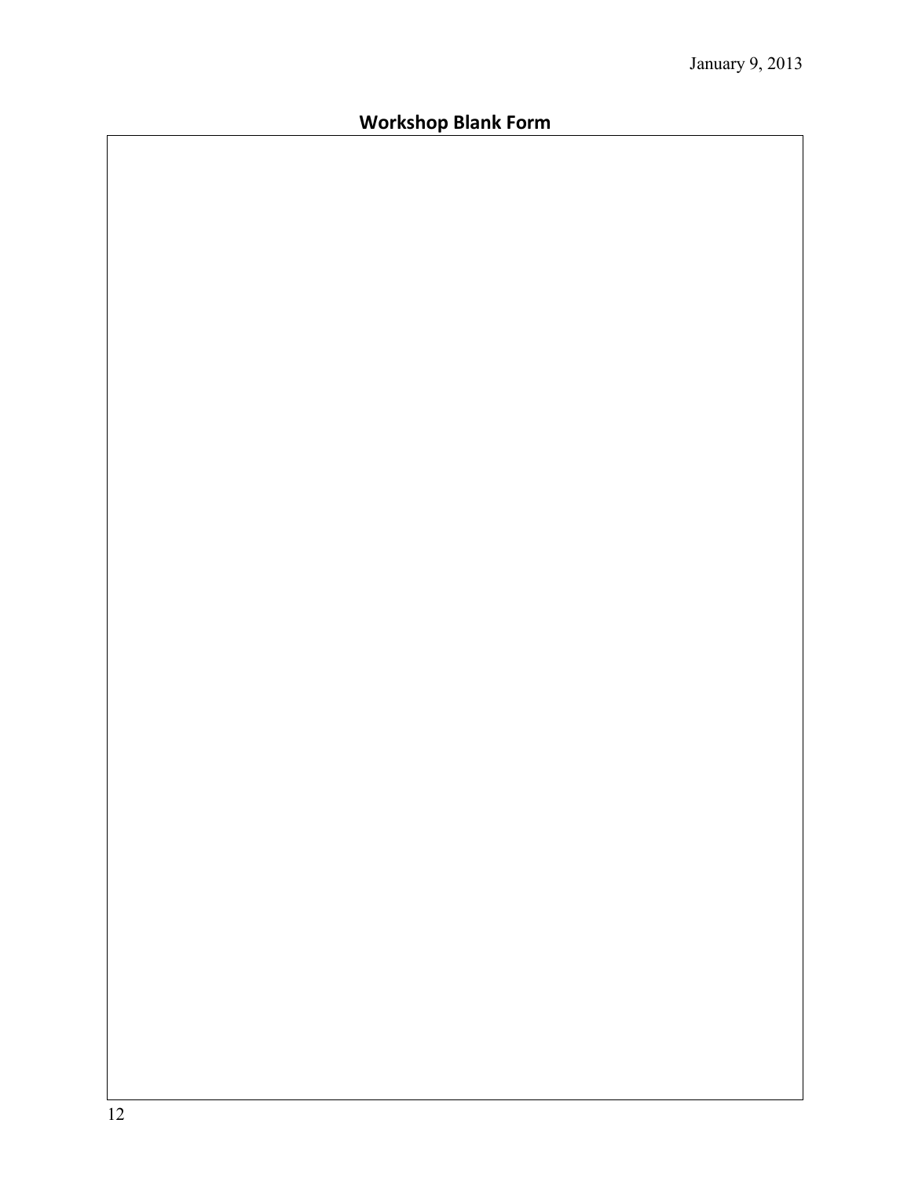## Workshop Blank Form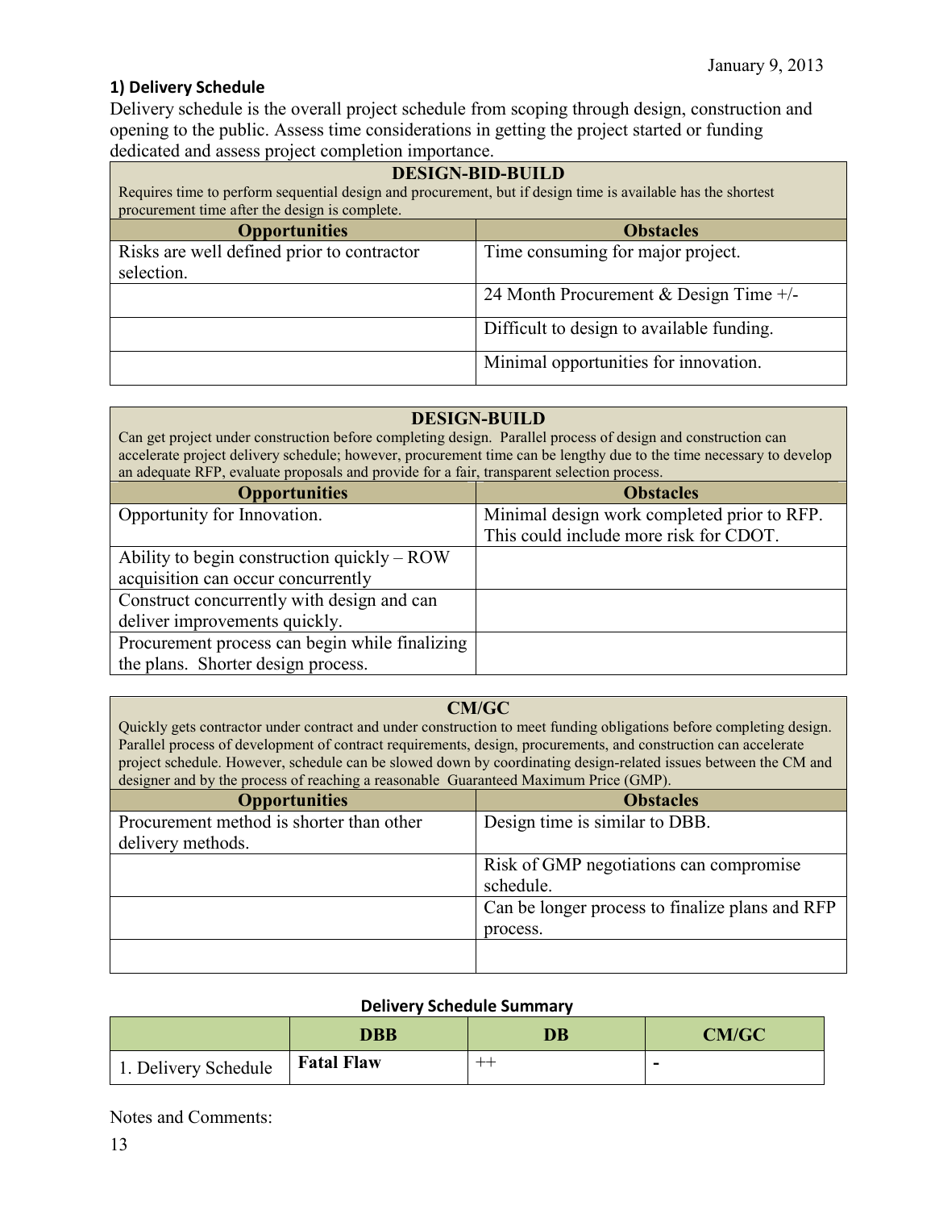January 9, 2013

### 1) Delivery Schedule

Delivery schedule is the overall project schedule from scoping through design, construction and opening to the public. Assess time considerations in getting the project started or funding dedicated and assess project completion importance.

| **DESIGN-BID-BUILD**<br>Requires time to perform sequential design and procurement, but if design time is available has the shortest procurement time after the design is complete. | |
|---|---|
| **Opportunities** | **Obstacles** |
| Risks are well defined prior to contractor selection. | Time consuming for major project. |
| | 24 Month Procurement & Design Time +/- |
| | Difficult to design to available funding. |
| | Minimal opportunities for innovation. |

| **DESIGN-BUILD**<br>Can get project under construction before completing design. Parallel process of design and construction can accelerate project delivery schedule; however, procurement time can be lengthy due to the time necessary to develop an adequate RFP, evaluate proposals and provide for a fair, transparent selection process. | |
|---|---|
| **Opportunities** | **Obstacles** |
| Opportunity for Innovation. | Minimal design work completed prior to RFP. This could include more risk for CDOT. |
| Ability to begin construction quickly – ROW acquisition can occur concurrently | |
| Construct concurrently with design and can deliver improvements quickly. | |
| Procurement process can begin while finalizing the plans. Shorter design process. | |

| **CM/GC**<br>Quickly gets contractor under contract and under construction to meet funding obligations before completing design. Parallel process of development of contract requirements, design, procurements, and construction can accelerate project schedule. However, schedule can be slowed down by coordinating design-related issues between the CM and designer and by the process of reaching a reasonable Guaranteed Maximum Price (GMP). | |
|---|---|
| **Opportunities** | **Obstacles** |
| Procurement method is shorter than other delivery methods. | Design time is similar to DBB. |
| | Risk of GMP negotiations can compromise schedule. |
| | Can be longer process to finalize plans and RFP process. |
| | |

**Delivery Schedule Summary**

| | DBB | DB | CM/GC |
|---|---|---|---|
| 1. Delivery Schedule | **Fatal Flaw** | ++ | - |

Notes and Comments: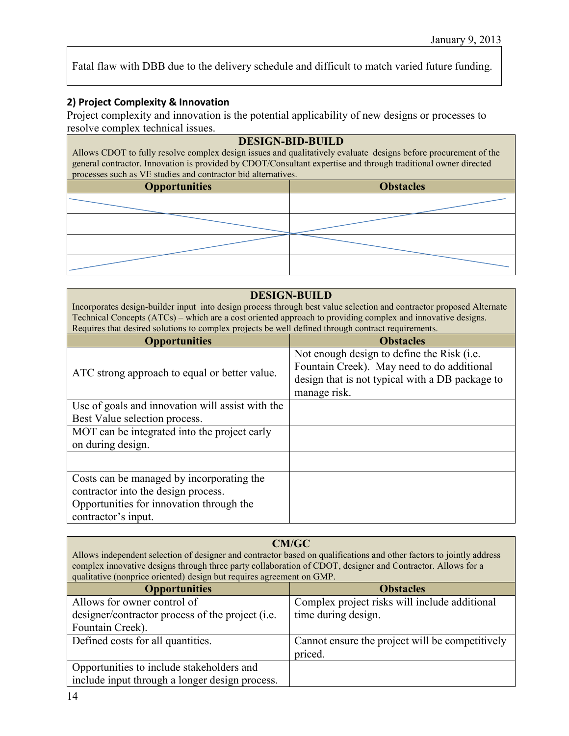Fatal flaw with DBB due to the delivery schedule and difficult to match varied future funding.

**2) Project Complexity & Innovation**

Project complexity and innovation is the potential applicability of new designs or processes to resolve complex technical issues.

| **DESIGN-BID-BUILD** | |
|---|---|
| Allows CDOT to fully resolve complex design issues and qualitatively evaluate designs before procurement of the general contractor. Innovation is provided by CDOT/Consultant expertise and through traditional owner directed processes such as VE studies and contractor bid alternatives. | |
| **Opportunities** | **Obstacles** |
| | |
| | |
| | |
| | |

| **DESIGN-BUILD** | |
|---|---|
| Incorporates design-builder input into design process through best value selection and contractor proposed Alternate Technical Concepts (ATCs) – which are a cost oriented approach to providing complex and innovative designs. Requires that desired solutions to complex projects be well defined through contract requirements. | |
| **Opportunities** | **Obstacles** |
| ATC strong approach to equal or better value. | Not enough design to define the Risk (i.e. Fountain Creek). May need to do additional design that is not typical with a DB package to manage risk. |
| Use of goals and innovation will assist with the Best Value selection process. | |
| MOT can be integrated into the project early on during design. | |
| | |
| Costs can be managed by incorporating the contractor into the design process. Opportunities for innovation through the contractor's input. | |

| **CM/GC** | |
|---|---|
| Allows independent selection of designer and contractor based on qualifications and other factors to jointly address complex innovative designs through three party collaboration of CDOT, designer and Contractor. Allows for a qualitative (nonprice oriented) design but requires agreement on GMP. | |
| **Opportunities** | **Obstacles** |
| Allows for owner control of designer/contractor process of the project (i.e. Fountain Creek). | Complex project risks will include additional time during design. |
| Defined costs for all quantities. | Cannot ensure the project will be competitively priced. |
| Opportunities to include stakeholders and include input through a longer design process. | |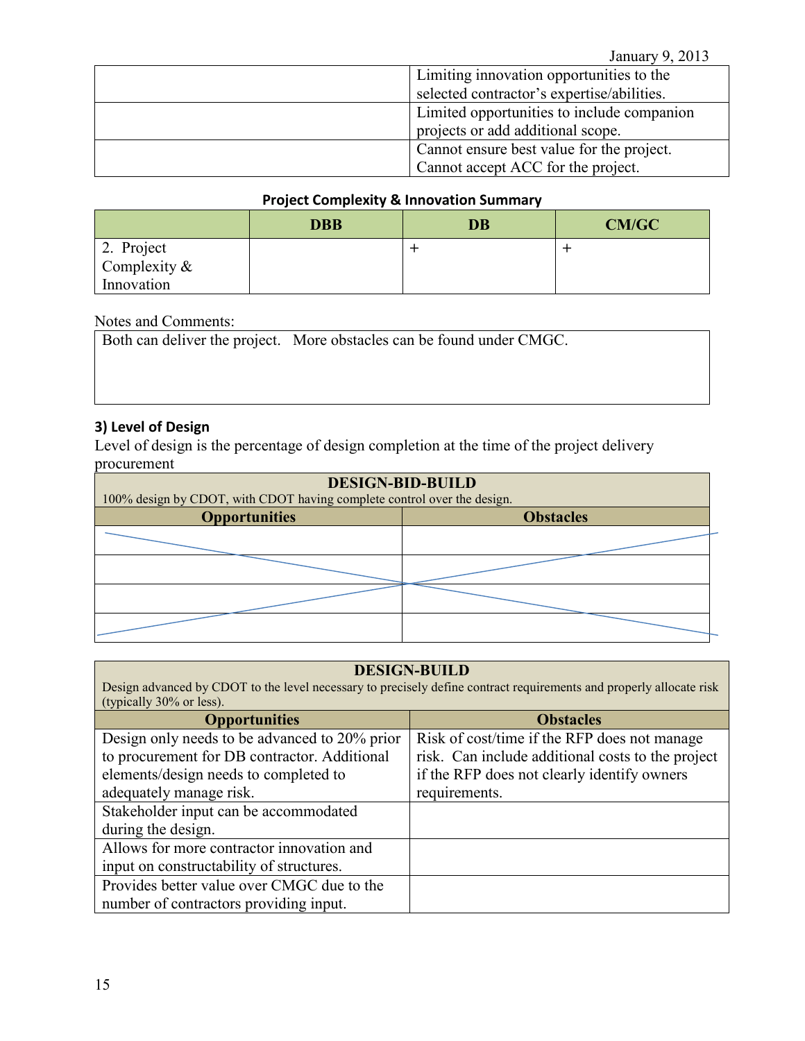| | |
|---|---|
| | Limiting innovation opportunities to the selected contractor's expertise/abilities. |
| | Limited opportunities to include companion projects or add additional scope. |
| | Cannot ensure best value for the project. Cannot accept ACC for the project. |

**Project Complexity & Innovation Summary**

| | DBB | DB | CM/GC |
|---|---|---|---|
| 2. Project Complexity & Innovation | | + | + |

Notes and Comments:

Both can deliver the project. More obstacles can be found under CMGC.

### 3) Level of Design

Level of design is the percentage of design completion at the time of the project delivery procurement

| DESIGN-BID-BUILD<br>100% design by CDOT, with CDOT having complete control over the design. | |
|---|---|
| **Opportunities** | **Obstacles** |
| | |
| | |
| | |
| | |

| DESIGN-BUILD<br>Design advanced by CDOT to the level necessary to precisely define contract requirements and properly allocate risk (typically 30% or less). | |
|---|---|
| **Opportunities** | **Obstacles** |
| Design only needs to be advanced to 20% prior to procurement for DB contractor. Additional elements/design needs to completed to adequately manage risk. | Risk of cost/time if the RFP does not manage risk. Can include additional costs to the project if the RFP does not clearly identify owners requirements. |
| Stakeholder input can be accommodated during the design. | |
| Allows for more contractor innovation and input on constructability of structures. | |
| Provides better value over CMGC due to the number of contractors providing input. | |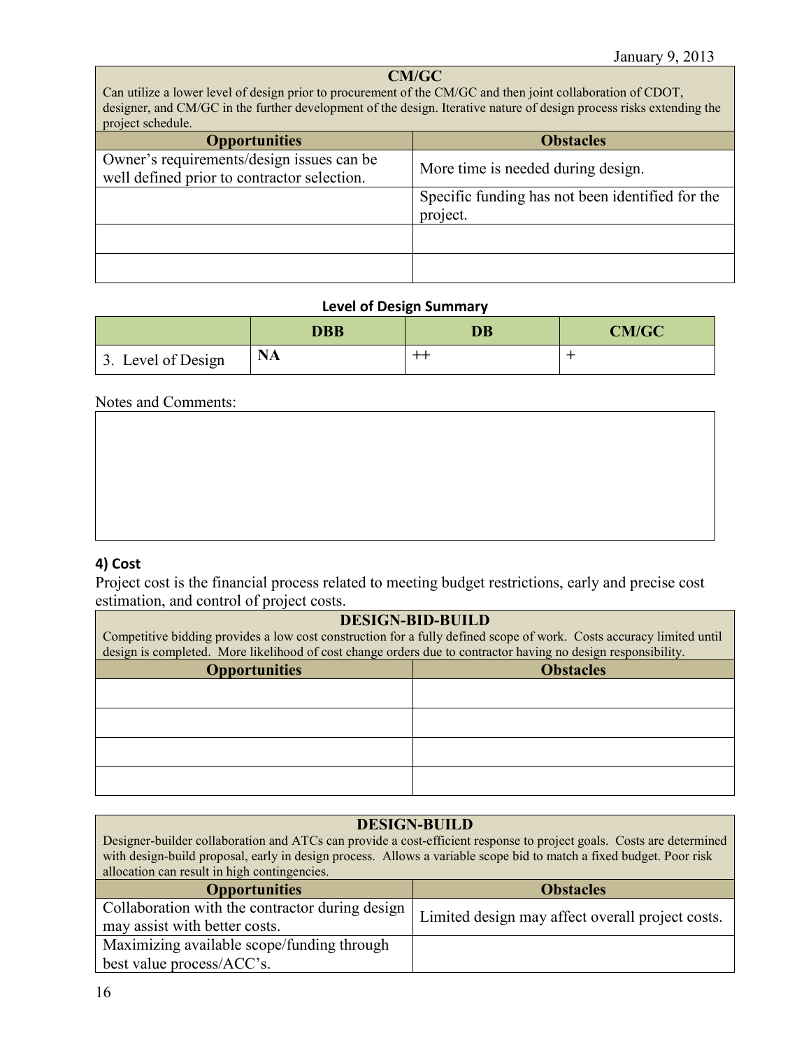| CM/GC<br>Can utilize a lower level of design prior to procurement of the CM/GC and then joint collaboration of CDOT, designer, and CM/GC in the further development of the design. Iterative nature of design process risks extending the project schedule. | |
|---|---|
| **Opportunities** | **Obstacles** |
| Owner's requirements/design issues can be well defined prior to contractor selection. | More time is needed during design. |
| | Specific funding has not been identified for the project. |
| | |
| | |

**Level of Design Summary**

| | DBB | DB | CM/GC |
|---|---|---|---|
| 3. Level of Design | NA | ++ | + |

Notes and Comments:

| |
|---|
| |

### 4) Cost

Project cost is the financial process related to meeting budget restrictions, early and precise cost estimation, and control of project costs.

| DESIGN-BID-BUILD<br>Competitive bidding provides a low cost construction for a fully defined scope of work. Costs accuracy limited until design is completed. More likelihood of cost change orders due to contractor having no design responsibility. | |
|---|---|
| **Opportunities** | **Obstacles** |
| | |
| | |
| | |
| | |

| DESIGN-BUILD<br>Designer-builder collaboration and ATCs can provide a cost-efficient response to project goals. Costs are determined with design-build proposal, early in design process. Allows a variable scope bid to match a fixed budget. Poor risk allocation can result in high contingencies. | |
|---|---|
| **Opportunities** | **Obstacles** |
| Collaboration with the contractor during design may assist with better costs. | Limited design may affect overall project costs. |
| Maximizing available scope/funding through best value process/ACC's. | |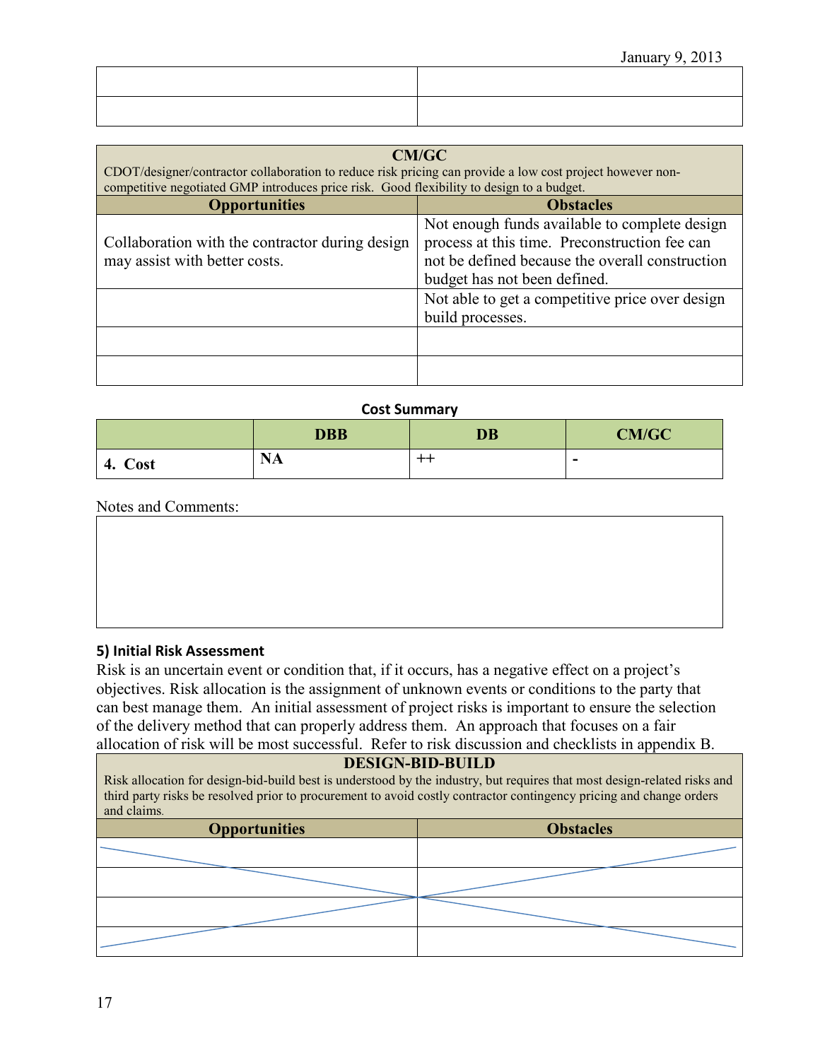| | |
|---|---|
| | |
| | |

| CM/GC<br>CDOT/designer/contractor collaboration to reduce risk pricing can provide a low cost project however non-competitive negotiated GMP introduces price risk. Good flexibility to design to a budget. | |
|---|---|
| **Opportunities** | **Obstacles** |
| Collaboration with the contractor during design may assist with better costs. | Not enough funds available to complete design process at this time. Preconstruction fee can not be defined because the overall construction budget has not been defined. |
| | Not able to get a competitive price over design build processes. |
| | |
| | |

**Cost Summary**

| | DBB | DB | CM/GC |
|---|---|---|---|
| 4. Cost | NA | ++ | - |

Notes and Comments:

### 5) Initial Risk Assessment

Risk is an uncertain event or condition that, if it occurs, has a negative effect on a project's objectives. Risk allocation is the assignment of unknown events or conditions to the party that can best manage them. An initial assessment of project risks is important to ensure the selection of the delivery method that can properly address them. An approach that focuses on a fair allocation of risk will be most successful. Refer to risk discussion and checklists in appendix B.

| DESIGN-BID-BUILD<br>Risk allocation for design-bid-build best is understood by the industry, but requires that most design-related risks and third party risks be resolved prior to procurement to avoid costly contractor contingency pricing and change orders and claims. | |
|---|---|
| **Opportunities** | **Obstacles** |
| | |
| | |
| | |
| | |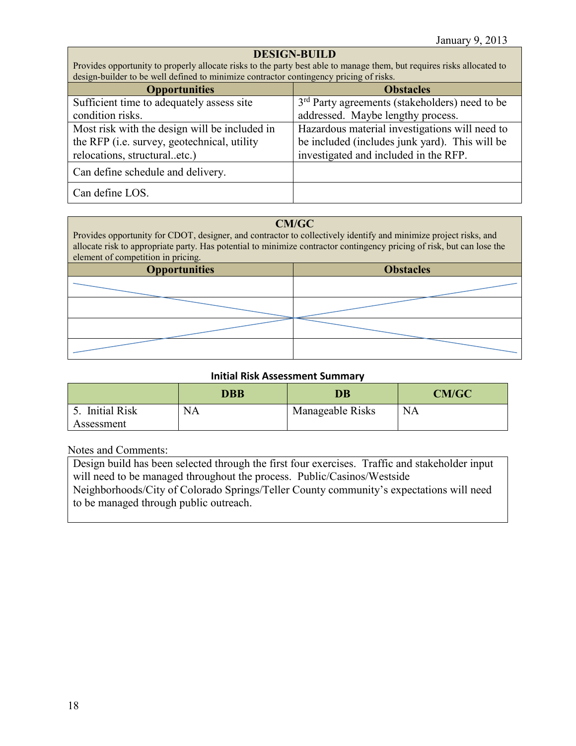January 9, 2013

| DESIGN-BUILD<br>Provides opportunity to properly allocate risks to the party best able to manage them, but requires risks allocated to design-builder to be well defined to minimize contractor contingency pricing of risks. | |
|---|---|
| **Opportunities** | **Obstacles** |
| Sufficient time to adequately assess site condition risks. | 3rd Party agreements (stakeholders) need to be addressed. Maybe lengthy process. |
| Most risk with the design will be included in the RFP (i.e. survey, geotechnical, utility relocations, structural..etc.) | Hazardous material investigations will need to be included (includes junk yard). This will be investigated and included in the RFP. |
| Can define schedule and delivery. | |
| Can define LOS. | |

| CM/GC<br>Provides opportunity for CDOT, designer, and contractor to collectively identify and minimize project risks, and allocate risk to appropriate party. Has potential to minimize contractor contingency pricing of risk, but can lose the element of competition in pricing. | |
|---|---|
| **Opportunities** | **Obstacles** |
| | |
| | |
| | |
| | |

**Initial Risk Assessment Summary**

| | DBB | DB | CM/GC |
|---|---|---|---|
| 5. Initial Risk Assessment | NA | Manageable Risks | NA |

Notes and Comments:

Design build has been selected through the first four exercises. Traffic and stakeholder input will need to be managed throughout the process. Public/Casinos/Westside Neighborhoods/City of Colorado Springs/Teller County community's expectations will need to be managed through public outreach.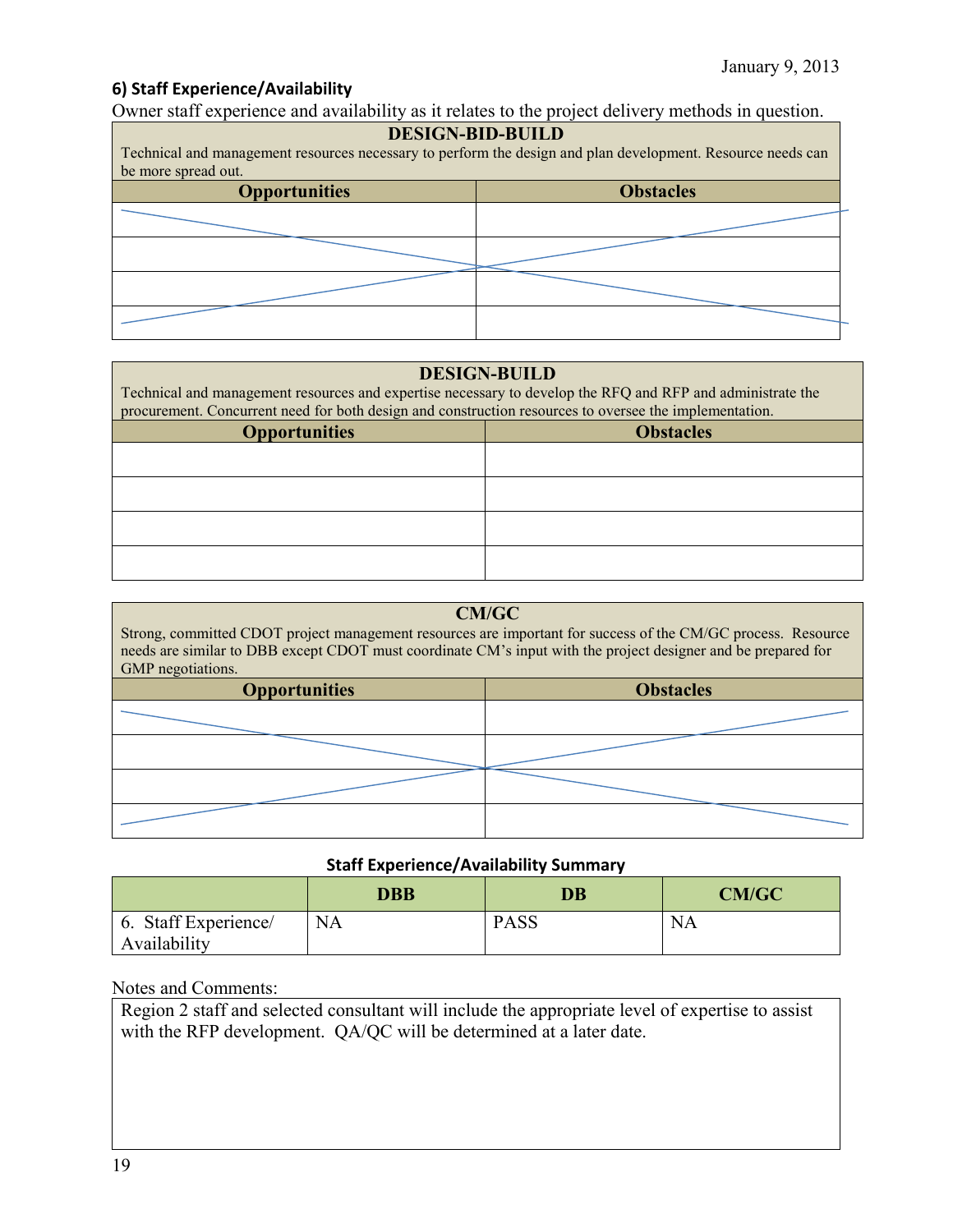January 9, 2013

### 6) Staff Experience/Availability

Owner staff experience and availability as it relates to the project delivery methods in question.

| DESIGN-BID-BUILD<br>Technical and management resources necessary to perform the design and plan development. Resource needs can be more spread out. | |
|---|---|
| **Opportunities** | **Obstacles** |
| | |
| | |
| | |
| | |

| DESIGN-BUILD<br>Technical and management resources and expertise necessary to develop the RFQ and RFP and administrate the procurement. Concurrent need for both design and construction resources to oversee the implementation. | |
|---|---|
| **Opportunities** | **Obstacles** |
| | |
| | |
| | |
| | |

| CM/GC<br>Strong, committed CDOT project management resources are important for success of the CM/GC process. Resource needs are similar to DBB except CDOT must coordinate CM's input with the project designer and be prepared for GMP negotiations. | |
|---|---|
| **Opportunities** | **Obstacles** |
| | |
| | |
| | |
| | |

**Staff Experience/Availability Summary**

| | DBB | DB | CM/GC |
|---|---|---|---|
| 6. Staff Experience/ Availability | NA | PASS | NA |

Notes and Comments:

Region 2 staff and selected consultant will include the appropriate level of expertise to assist with the RFP development. QA/QC will be determined at a later date.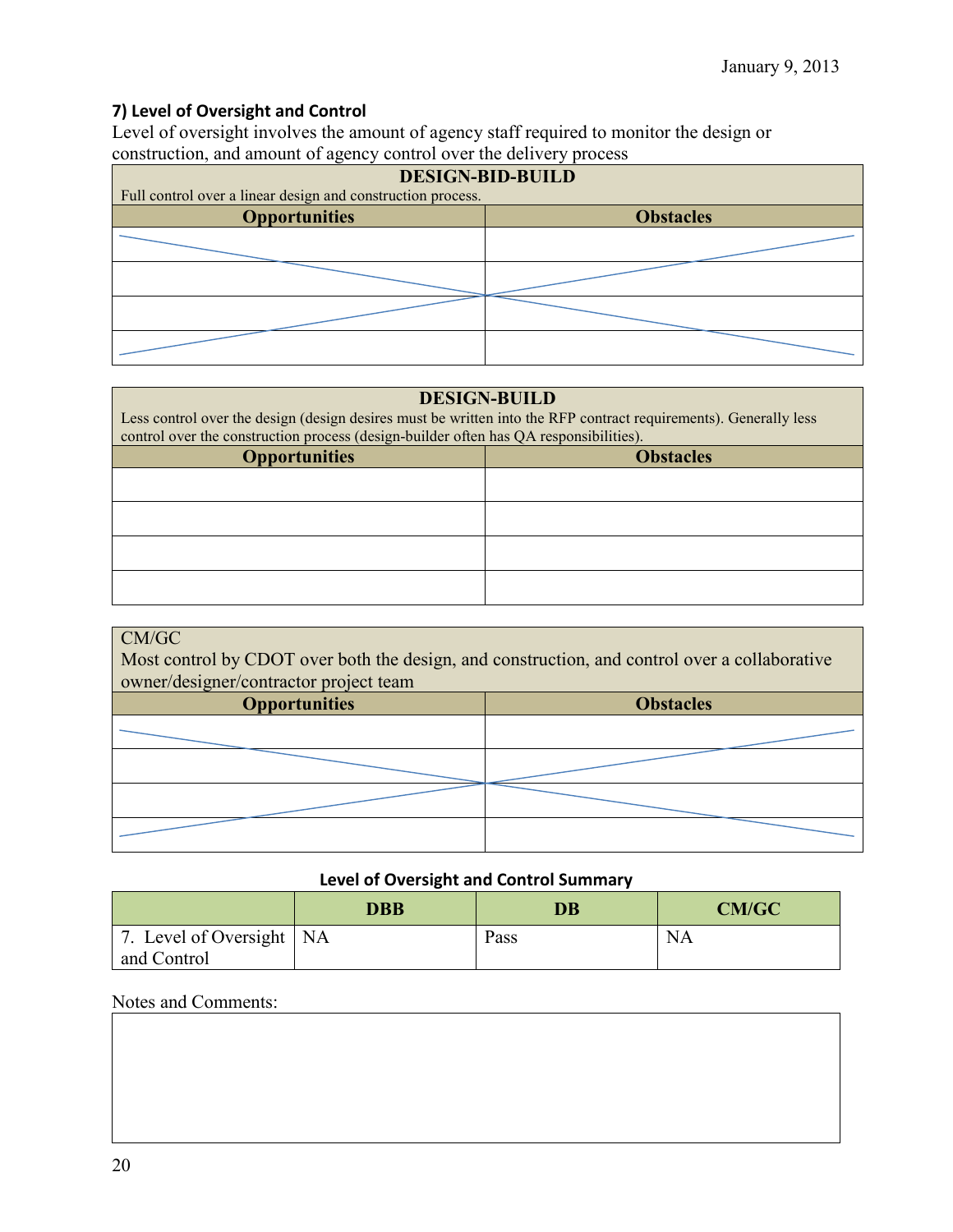### 7) Level of Oversight and Control

Level of oversight involves the amount of agency staff required to monitor the design or construction, and amount of agency control over the delivery process

| **DESIGN-BID-BUILD**<br>Full control over a linear design and construction process. | |
|---|---|
| **Opportunities** | **Obstacles** |
| | |
| | |
| | |
| | |

| **DESIGN-BUILD**<br>Less control over the design (design desires must be written into the RFP contract requirements). Generally less control over the construction process (design-builder often has QA responsibilities). | |
|---|---|
| **Opportunities** | **Obstacles** |
| | |
| | |
| | |
| | |

| CM/GC<br>Most control by CDOT over both the design, and construction, and control over a collaborative owner/designer/contractor project team | |
|---|---|
| **Opportunities** | **Obstacles** |
| | |
| | |
| | |
| | |

**Level of Oversight and Control Summary**

| | **DBB** | **DB** | **CM/GC** |
|---|---|---|---|
| 7. Level of Oversight and Control | NA | Pass | NA |

Notes and Comments: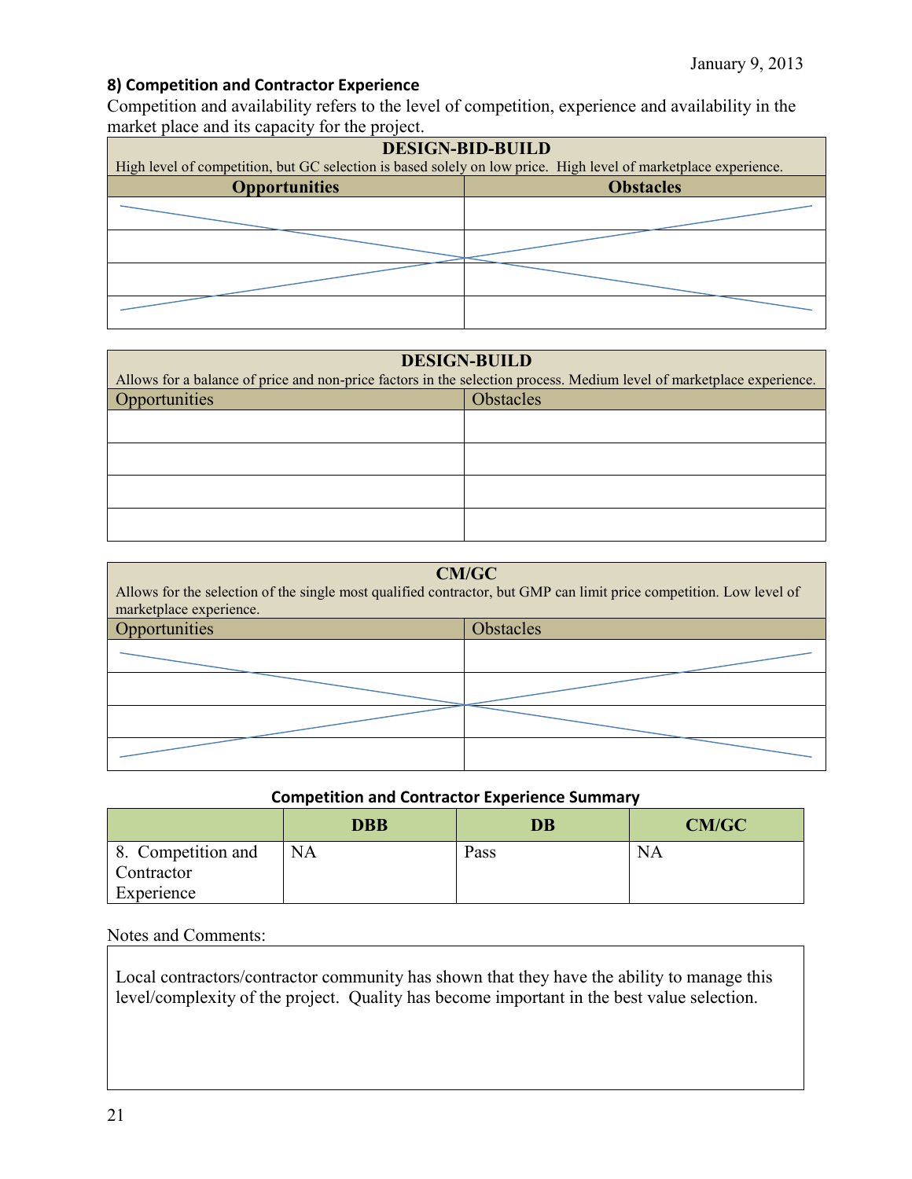## 8) Competition and Contractor Experience

Competition and availability refers to the level of competition, experience and availability in the market place and its capacity for the project.

| DESIGN-BID-BUILD<br>High level of competition, but GC selection is based solely on low price. High level of marketplace experience. | |
|---|---|
| **Opportunities** | **Obstacles** |
| | |
| | |
| | |
| | |

| DESIGN-BUILD<br>Allows for a balance of price and non-price factors in the selection process. Medium level of marketplace experience. | |
|---|---|
| Opportunities | Obstacles |
| | |
| | |
| | |
| | |

| CM/GC<br>Allows for the selection of the single most qualified contractor, but GMP can limit price competition. Low level of marketplace experience. | |
|---|---|
| Opportunities | Obstacles |
| | |
| | |
| | |
| | |

**Competition and Contractor Experience Summary**

| | DBB | DB | CM/GC |
|---|---|---|---|
| 8. Competition and Contractor Experience | NA | Pass | NA |

Notes and Comments:

Local contractors/contractor community has shown that they have the ability to manage this level/complexity of the project. Quality has become important in the best value selection.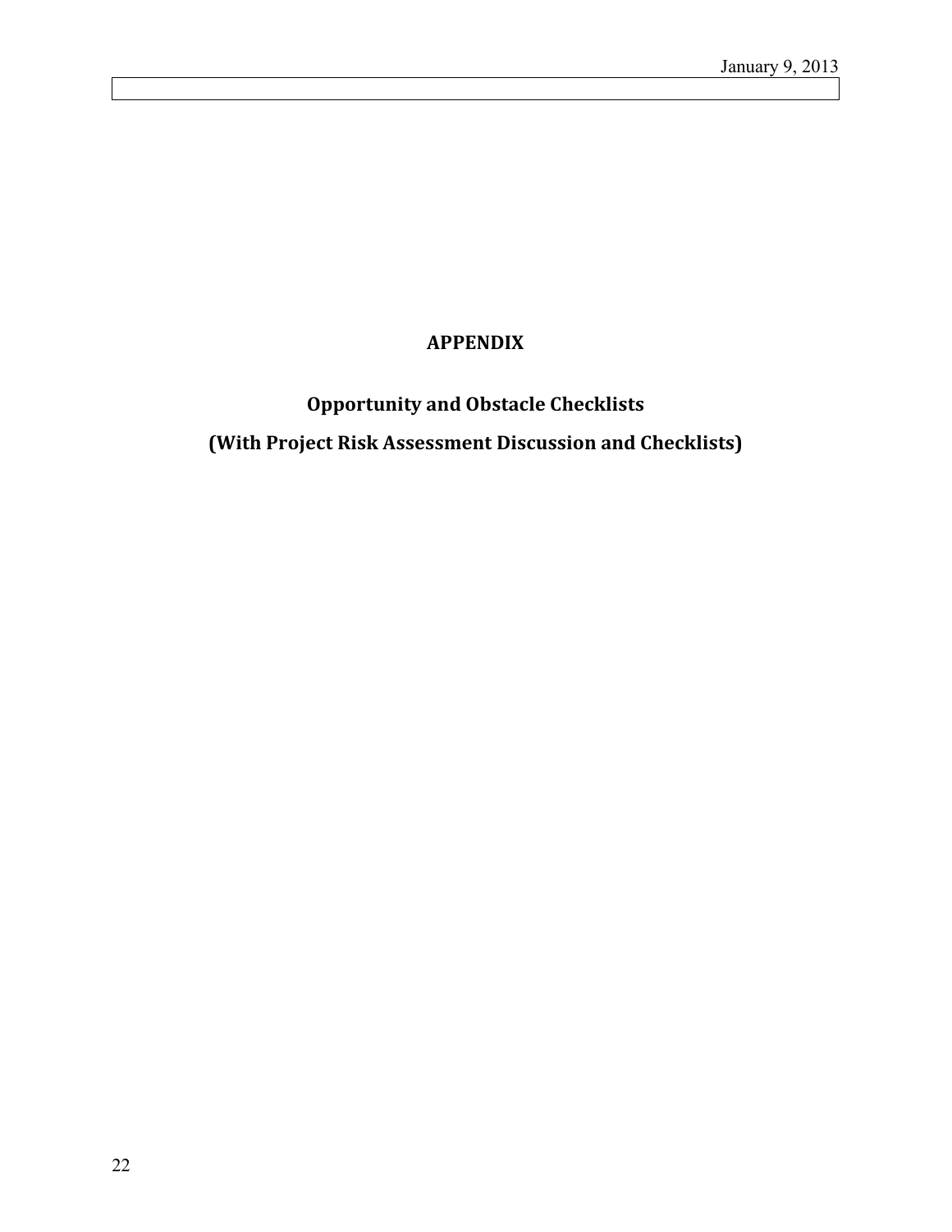# APPENDIX

## Opportunity and Obstacle Checklists

## (With Project Risk Assessment Discussion and Checklists)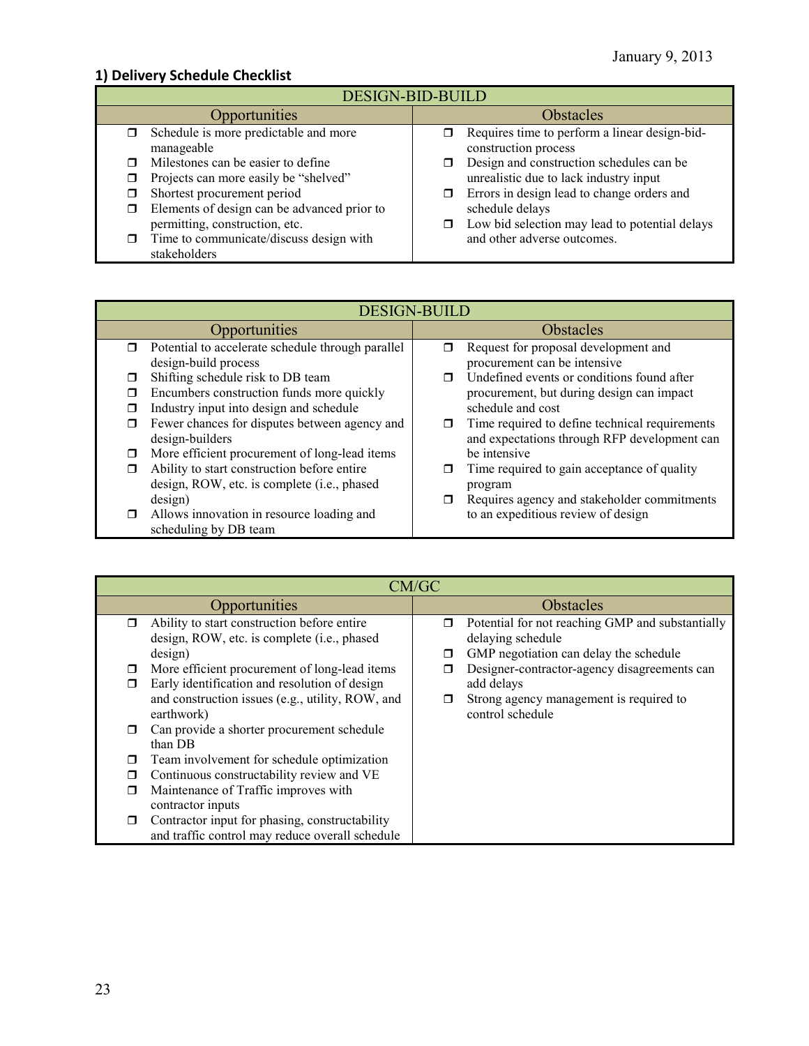January 9, 2013

## 1) Delivery Schedule Checklist

| DESIGN-BID-BUILD | |
|---|---|
| **Opportunities** | **Obstacles** |
| ❒ Schedule is more predictable and more manageable<br>❒ Milestones can be easier to define<br>❒ Projects can more easily be "shelved"<br>❒ Shortest procurement period<br>❒ Elements of design can be advanced prior to permitting, construction, etc.<br>❒ Time to communicate/discuss design with stakeholders | ❒ Requires time to perform a linear design-bid-construction process<br>❒ Design and construction schedules can be unrealistic due to lack industry input<br>❒ Errors in design lead to change orders and schedule delays<br>❒ Low bid selection may lead to potential delays and other adverse outcomes. |

| DESIGN-BUILD | |
|---|---|
| **Opportunities** | **Obstacles** |
| ❒ Potential to accelerate schedule through parallel design-build process<br>❒ Shifting schedule risk to DB team<br>❒ Encumbers construction funds more quickly<br>❒ Industry input into design and schedule<br>❒ Fewer chances for disputes between agency and design-builders<br>❒ More efficient procurement of long-lead items<br>❒ Ability to start construction before entire design, ROW, etc. is complete (i.e., phased design)<br>❒ Allows innovation in resource loading and scheduling by DB team | ❒ Request for proposal development and procurement can be intensive<br>❒ Undefined events or conditions found after procurement, but during design can impact schedule and cost<br>❒ Time required to define technical requirements and expectations through RFP development can be intensive<br>❒ Time required to gain acceptance of quality program<br>❒ Requires agency and stakeholder commitments to an expeditious review of design |

| CM/GC | |
|---|---|
| **Opportunities** | **Obstacles** |
| ❒ Ability to start construction before entire design, ROW, etc. is complete (i.e., phased design)<br>❒ More efficient procurement of long-lead items<br>❒ Early identification and resolution of design and construction issues (e.g., utility, ROW, and earthwork)<br>❒ Can provide a shorter procurement schedule than DB<br>❒ Team involvement for schedule optimization<br>❒ Continuous constructability review and VE<br>❒ Maintenance of Traffic improves with contractor inputs<br>❒ Contractor input for phasing, constructability and traffic control may reduce overall schedule | ❒ Potential for not reaching GMP and substantially delaying schedule<br>❒ GMP negotiation can delay the schedule<br>❒ Designer-contractor-agency disagreements can add delays<br>❒ Strong agency management is required to control schedule |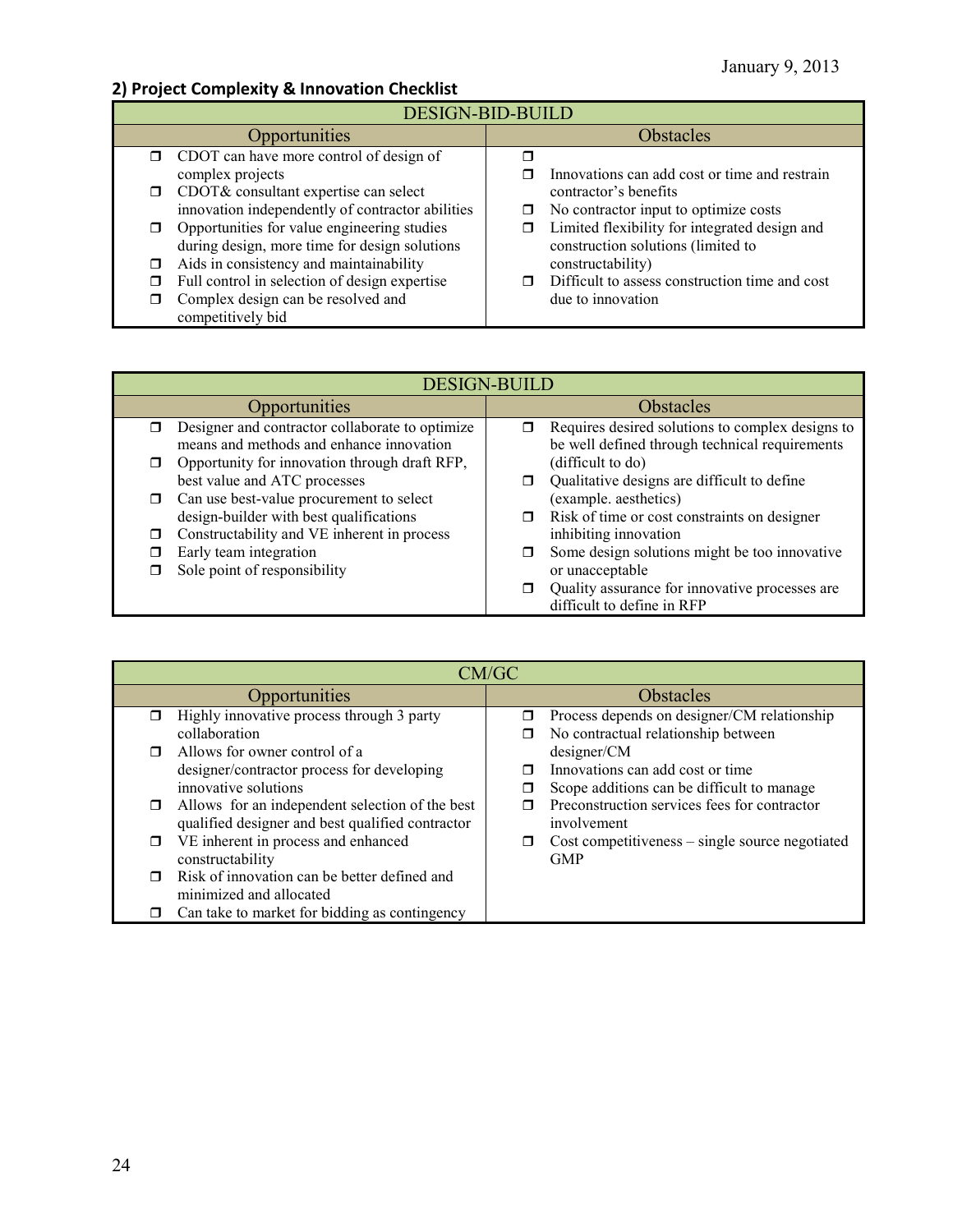January 9, 2013

## 2) Project Complexity & Innovation Checklist

| DESIGN-BID-BUILD | |
|---|---|
| **Opportunities** | **Obstacles** |
| ❒ CDOT can have more control of design of complex projects<br>❒ CDOT& consultant expertise can select innovation independently of contractor abilities<br>❒ Opportunities for value engineering studies during design, more time for design solutions<br>❒ Aids in consistency and maintainability<br>❒ Full control in selection of design expertise<br>❒ Complex design can be resolved and competitively bid | ❒<br>❒ Innovations can add cost or time and restrain contractor's benefits<br>❒ No contractor input to optimize costs<br>❒ Limited flexibility for integrated design and construction solutions (limited to constructability)<br>❒ Difficult to assess construction time and cost due to innovation |

| DESIGN-BUILD | |
|---|---|
| **Opportunities** | **Obstacles** |
| ❒ Designer and contractor collaborate to optimize means and methods and enhance innovation<br>❒ Opportunity for innovation through draft RFP, best value and ATC processes<br>❒ Can use best-value procurement to select design-builder with best qualifications<br>❒ Constructability and VE inherent in process<br>❒ Early team integration<br>❒ Sole point of responsibility | ❒ Requires desired solutions to complex designs to be well defined through technical requirements (difficult to do)<br>❒ Qualitative designs are difficult to define (example. aesthetics)<br>❒ Risk of time or cost constraints on designer inhibiting innovation<br>❒ Some design solutions might be too innovative or unacceptable<br>❒ Quality assurance for innovative processes are difficult to define in RFP |

| CM/GC | |
|---|---|
| **Opportunities** | **Obstacles** |
| ❒ Highly innovative process through 3 party collaboration<br>❒ Allows for owner control of a designer/contractor process for developing innovative solutions<br>❒ Allows for an independent selection of the best qualified designer and best qualified contractor<br>❒ VE inherent in process and enhanced constructability<br>❒ Risk of innovation can be better defined and minimized and allocated<br>❒ Can take to market for bidding as contingency | ❒ Process depends on designer/CM relationship<br>❒ No contractual relationship between designer/CM<br>❒ Innovations can add cost or time<br>❒ Scope additions can be difficult to manage<br>❒ Preconstruction services fees for contractor involvement<br>❒ Cost competitiveness – single source negotiated GMP |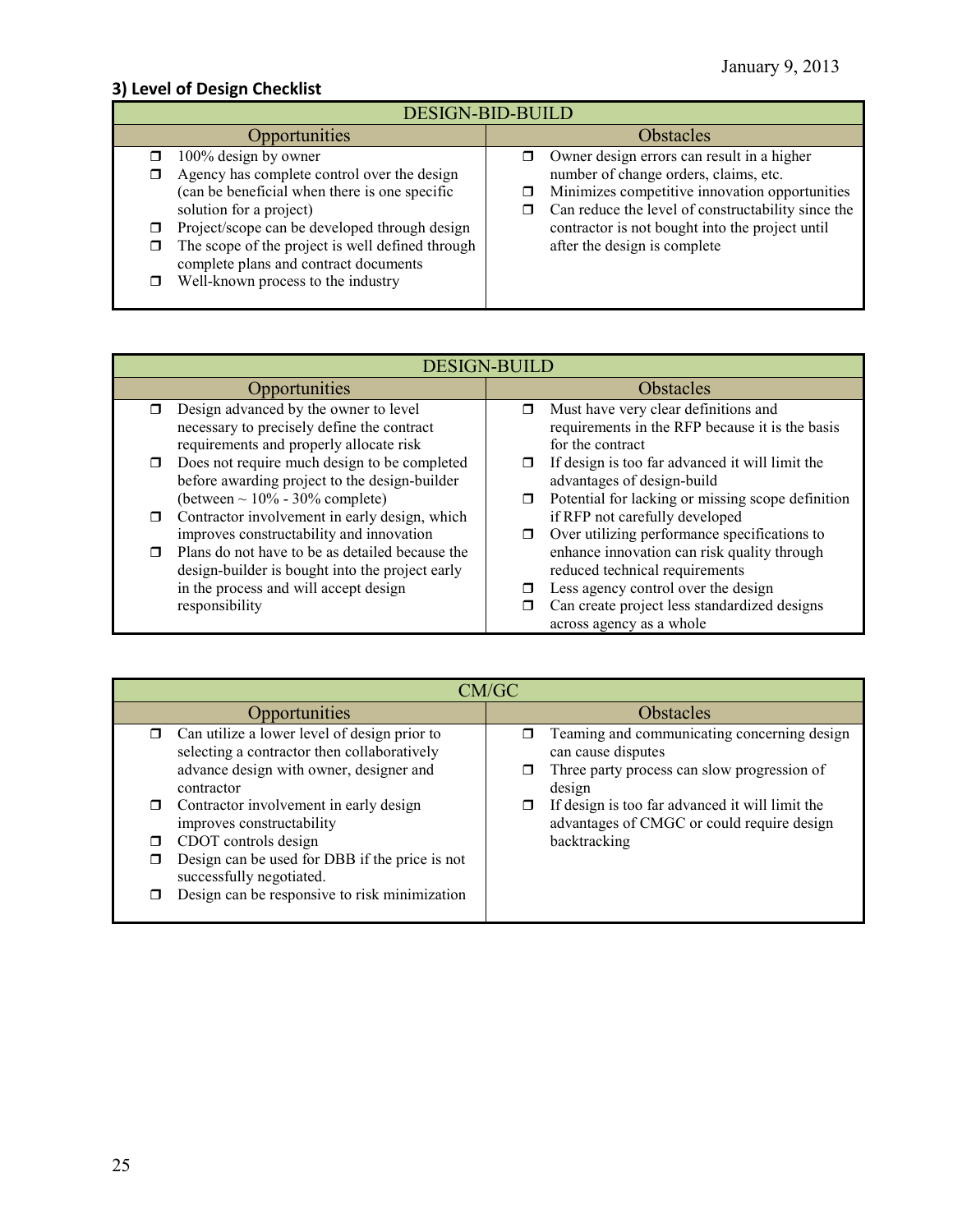### 3) Level of Design Checklist

| DESIGN-BID-BUILD | |
|---|---|
| **Opportunities** | **Obstacles** |
| ❒ 100% design by owner<br>❒ Agency has complete control over the design (can be beneficial when there is one specific solution for a project)<br>❒ Project/scope can be developed through design<br>❒ The scope of the project is well defined through complete plans and contract documents<br>❒ Well-known process to the industry | ❒ Owner design errors can result in a higher number of change orders, claims, etc.<br>❒ Minimizes competitive innovation opportunities<br>❒ Can reduce the level of constructability since the contractor is not bought into the project until after the design is complete |

| DESIGN-BUILD | |
|---|---|
| **Opportunities** | **Obstacles** |
| ❒ Design advanced by the owner to level necessary to precisely define the contract requirements and properly allocate risk<br>❒ Does not require much design to be completed before awarding project to the design-builder (between ~ 10% - 30% complete)<br>❒ Contractor involvement in early design, which improves constructability and innovation<br>❒ Plans do not have to be as detailed because the design-builder is bought into the project early in the process and will accept design responsibility | ❒ Must have very clear definitions and requirements in the RFP because it is the basis for the contract<br>❒ If design is too far advanced it will limit the advantages of design-build<br>❒ Potential for lacking or missing scope definition if RFP not carefully developed<br>❒ Over utilizing performance specifications to enhance innovation can risk quality through reduced technical requirements<br>❒ Less agency control over the design<br>❒ Can create project less standardized designs across agency as a whole |

| CM/GC | |
|---|---|
| **Opportunities** | **Obstacles** |
| ❒ Can utilize a lower level of design prior to selecting a contractor then collaboratively advance design with owner, designer and contractor<br>❒ Contractor involvement in early design improves constructability<br>❒ CDOT controls design<br>❒ Design can be used for DBB if the price is not successfully negotiated.<br>❒ Design can be responsive to risk minimization | ❒ Teaming and communicating concerning design can cause disputes<br>❒ Three party process can slow progression of design<br>❒ If design is too far advanced it will limit the advantages of CMGC or could require design backtracking |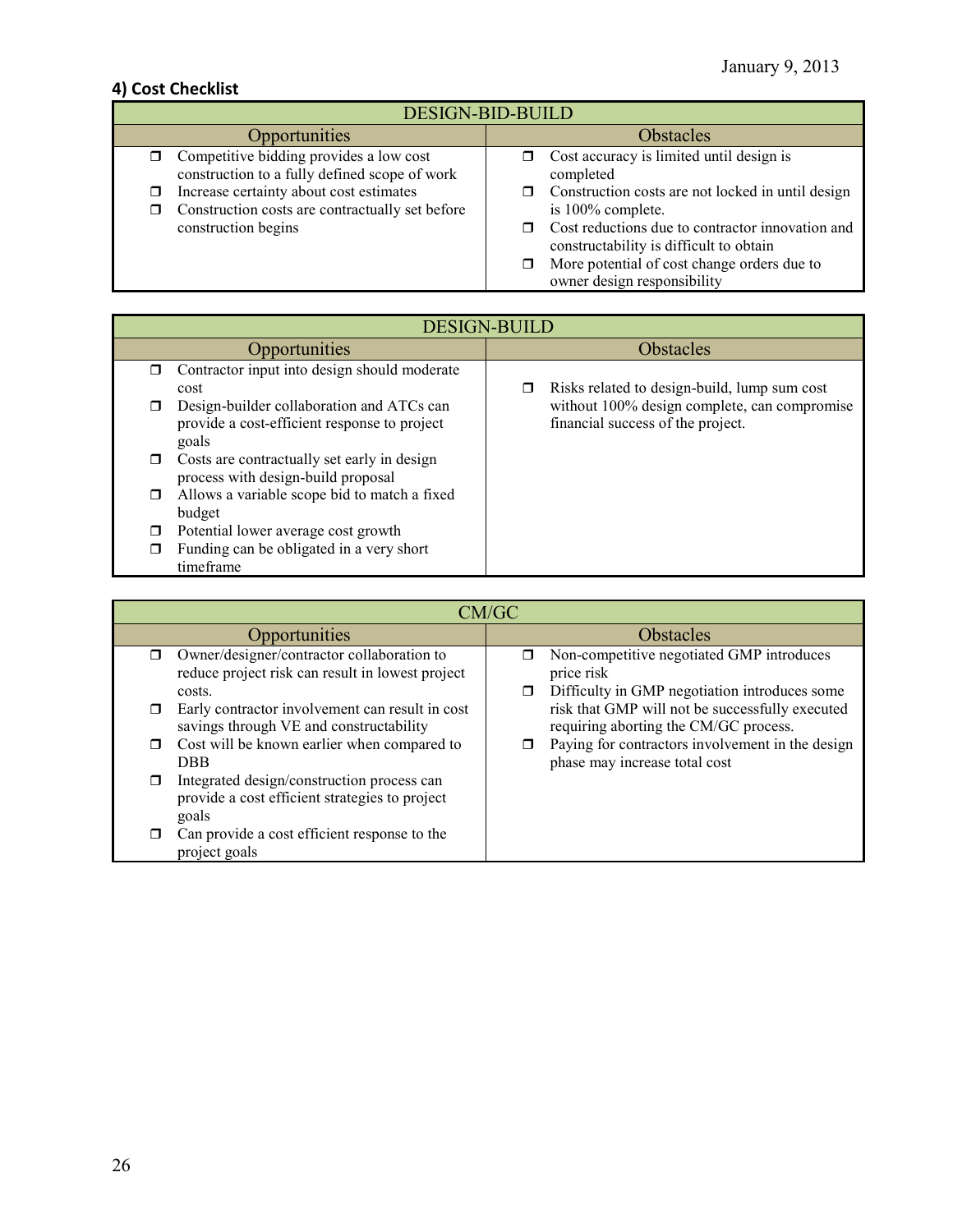January 9, 2013

### 4) Cost Checklist

| DESIGN-BID-BUILD | |
|---|---|
| Opportunities | Obstacles |
| ❒ Competitive bidding provides a low cost construction to a fully defined scope of work<br>❒ Increase certainty about cost estimates<br>❒ Construction costs are contractually set before construction begins | ❒ Cost accuracy is limited until design is completed<br>❒ Construction costs are not locked in until design is 100% complete.<br>❒ Cost reductions due to contractor innovation and constructability is difficult to obtain<br>❒ More potential of cost change orders due to owner design responsibility |

| DESIGN-BUILD | |
|---|---|
| Opportunities | Obstacles |
| ❒ Contractor input into design should moderate cost<br>❒ Design-builder collaboration and ATCs can provide a cost-efficient response to project goals<br>❒ Costs are contractually set early in design process with design-build proposal<br>❒ Allows a variable scope bid to match a fixed budget<br>❒ Potential lower average cost growth<br>❒ Funding can be obligated in a very short timeframe | ❒ Risks related to design-build, lump sum cost without 100% design complete, can compromise financial success of the project. |

| CM/GC | |
|---|---|
| Opportunities | Obstacles |
| ❒ Owner/designer/contractor collaboration to reduce project risk can result in lowest project costs.<br>❒ Early contractor involvement can result in cost savings through VE and constructability<br>❒ Cost will be known earlier when compared to DBB<br>❒ Integrated design/construction process can provide a cost efficient strategies to project goals<br>❒ Can provide a cost efficient response to the project goals | ❒ Non-competitive negotiated GMP introduces price risk<br>❒ Difficulty in GMP negotiation introduces some risk that GMP will not be successfully executed requiring aborting the CM/GC process.<br>❒ Paying for contractors involvement in the design phase may increase total cost |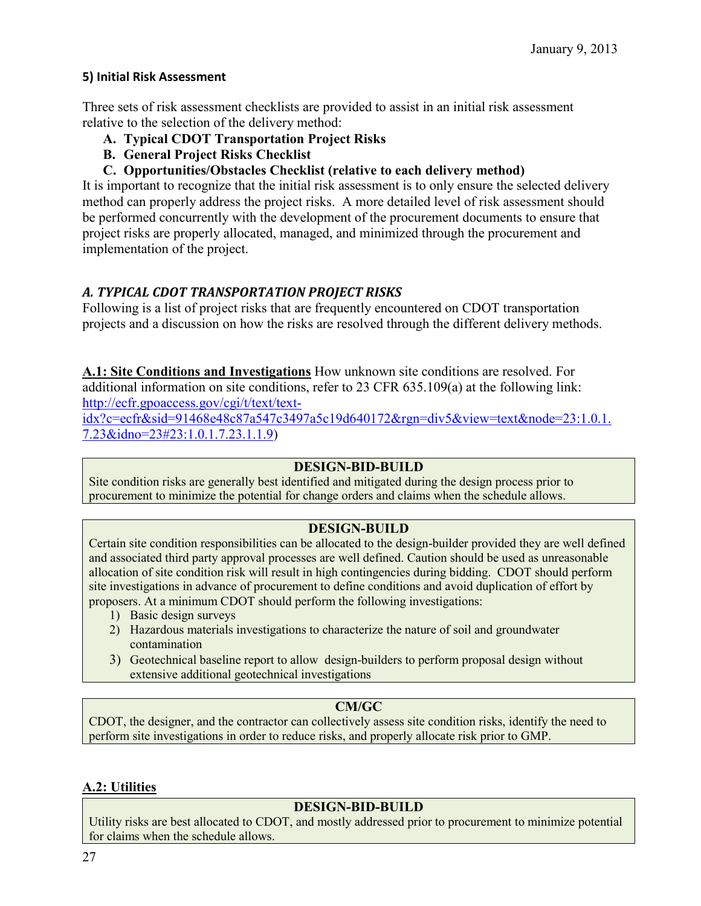January 9, 2013

### 5) Initial Risk Assessment

Three sets of risk assessment checklists are provided to assist in an initial risk assessment relative to the selection of the delivery method:

A. **Typical CDOT Transportation Project Risks**
B. **General Project Risks Checklist**
C. **Opportunities/Obstacles Checklist (relative to each delivery method)**

It is important to recognize that the initial risk assessment is to only ensure the selected delivery method can properly address the project risks. A more detailed level of risk assessment should be performed concurrently with the development of the procurement documents to ensure that project risks are properly allocated, managed, and minimized through the procurement and implementation of the project.

### *A. TYPICAL CDOT TRANSPORTATION PROJECT RISKS*

Following is a list of project risks that are frequently encountered on CDOT transportation projects and a discussion on how the risks are resolved through the different delivery methods.

**A.1: Site Conditions and Investigations** How unknown site conditions are resolved. For additional information on site conditions, refer to 23 CFR 635.109(a) at the following link: http://ecfr.gpoaccess.gov/cgi/t/text/text-idx?c=ecfr&sid=91468e48c87a547c3497a5c19d640172&rgn=div5&view=text&node=23:1.0.1.7.23&idno=23#23:1.0.1.7.23.1.1.9)

| DESIGN-BID-BUILD |
|---|
| Site condition risks are generally best identified and mitigated during the design process prior to procurement to minimize the potential for change orders and claims when the schedule allows. |

| DESIGN-BUILD |
|---|
| Certain site condition responsibilities can be allocated to the design-builder provided they are well defined and associated third party approval processes are well defined. Caution should be used as unreasonable allocation of site condition risk will result in high contingencies during bidding. CDOT should perform site investigations in advance of procurement to define conditions and avoid duplication of effort by proposers. At a minimum CDOT should perform the following investigations:<br>1) Basic design surveys<br>2) Hazardous materials investigations to characterize the nature of soil and groundwater contamination<br>3) Geotechnical baseline report to allow design-builders to perform proposal design without extensive additional geotechnical investigations |

| CM/GC |
|---|
| CDOT, the designer, and the contractor can collectively assess site condition risks, identify the need to perform site investigations in order to reduce risks, and properly allocate risk prior to GMP. |

**A.2: Utilities**

| DESIGN-BID-BUILD |
|---|
| Utility risks are best allocated to CDOT, and mostly addressed prior to procurement to minimize potential for claims when the schedule allows. |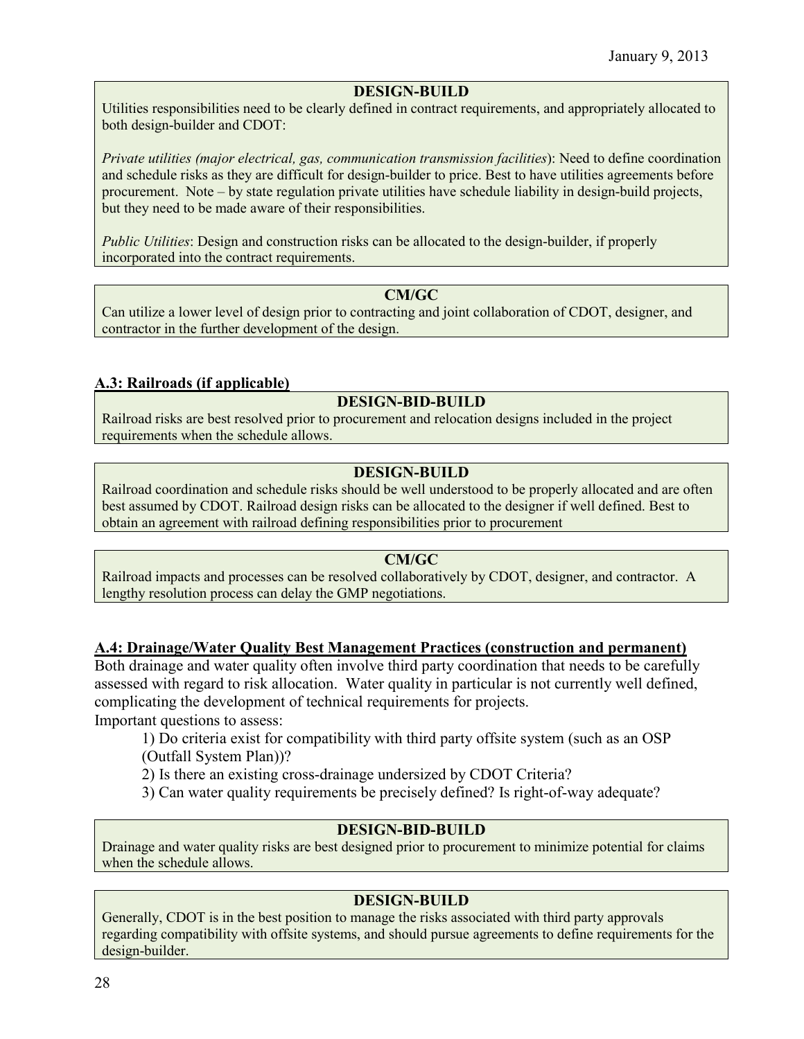**DESIGN-BUILD**

Utilities responsibilities need to be clearly defined in contract requirements, and appropriately allocated to both design-builder and CDOT:

*Private utilities (major electrical, gas, communication transmission facilities)*: Need to define coordination and schedule risks as they are difficult for design-builder to price. Best to have utilities agreements before procurement. Note – by state regulation private utilities have schedule liability in design-build projects, but they need to be made aware of their responsibilities.

*Public Utilities*: Design and construction risks can be allocated to the design-builder, if properly incorporated into the contract requirements.

**CM/GC**

Can utilize a lower level of design prior to contracting and joint collaboration of CDOT, designer, and contractor in the further development of the design.

### A.3: Railroads (if applicable)

**DESIGN-BID-BUILD**

Railroad risks are best resolved prior to procurement and relocation designs included in the project requirements when the schedule allows.

**DESIGN-BUILD**

Railroad coordination and schedule risks should be well understood to be properly allocated and are often best assumed by CDOT. Railroad design risks can be allocated to the designer if well defined. Best to obtain an agreement with railroad defining responsibilities prior to procurement

**CM/GC**

Railroad impacts and processes can be resolved collaboratively by CDOT, designer, and contractor. A lengthy resolution process can delay the GMP negotiations.

### A.4: Drainage/Water Quality Best Management Practices (construction and permanent)

Both drainage and water quality often involve third party coordination that needs to be carefully assessed with regard to risk allocation. Water quality in particular is not currently well defined, complicating the development of technical requirements for projects.

Important questions to assess:

1) Do criteria exist for compatibility with third party offsite system (such as an OSP (Outfall System Plan))?
2) Is there an existing cross-drainage undersized by CDOT Criteria?
3) Can water quality requirements be precisely defined? Is right-of-way adequate?

**DESIGN-BID-BUILD**

Drainage and water quality risks are best designed prior to procurement to minimize potential for claims when the schedule allows.

**DESIGN-BUILD**

Generally, CDOT is in the best position to manage the risks associated with third party approvals regarding compatibility with offsite systems, and should pursue agreements to define requirements for the design-builder.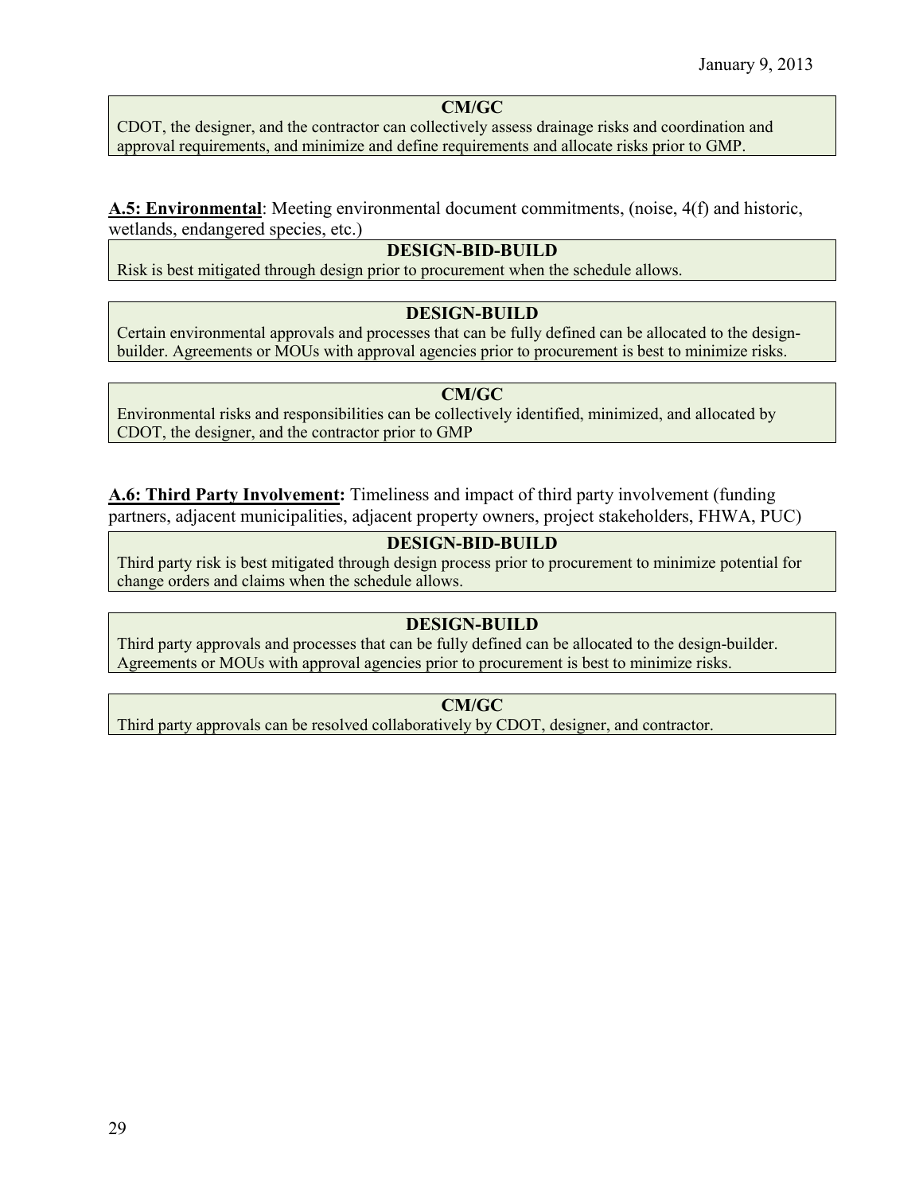**CM/GC**

CDOT, the designer, and the contractor can collectively assess drainage risks and coordination and approval requirements, and minimize and define requirements and allocate risks prior to GMP.

**A.5: Environmental**: Meeting environmental document commitments, (noise, 4(f) and historic, wetlands, endangered species, etc.)

**DESIGN-BID-BUILD**

Risk is best mitigated through design prior to procurement when the schedule allows.

**DESIGN-BUILD**

Certain environmental approvals and processes that can be fully defined can be allocated to the design-builder. Agreements or MOUs with approval agencies prior to procurement is best to minimize risks.

**CM/GC**

Environmental risks and responsibilities can be collectively identified, minimized, and allocated by CDOT, the designer, and the contractor prior to GMP

**A.6: Third Party Involvement:** Timeliness and impact of third party involvement (funding partners, adjacent municipalities, adjacent property owners, project stakeholders, FHWA, PUC)

**DESIGN-BID-BUILD**

Third party risk is best mitigated through design process prior to procurement to minimize potential for change orders and claims when the schedule allows.

**DESIGN-BUILD**

Third party approvals and processes that can be fully defined can be allocated to the design-builder. Agreements or MOUs with approval agencies prior to procurement is best to minimize risks.

**CM/GC**

Third party approvals can be resolved collaboratively by CDOT, designer, and contractor.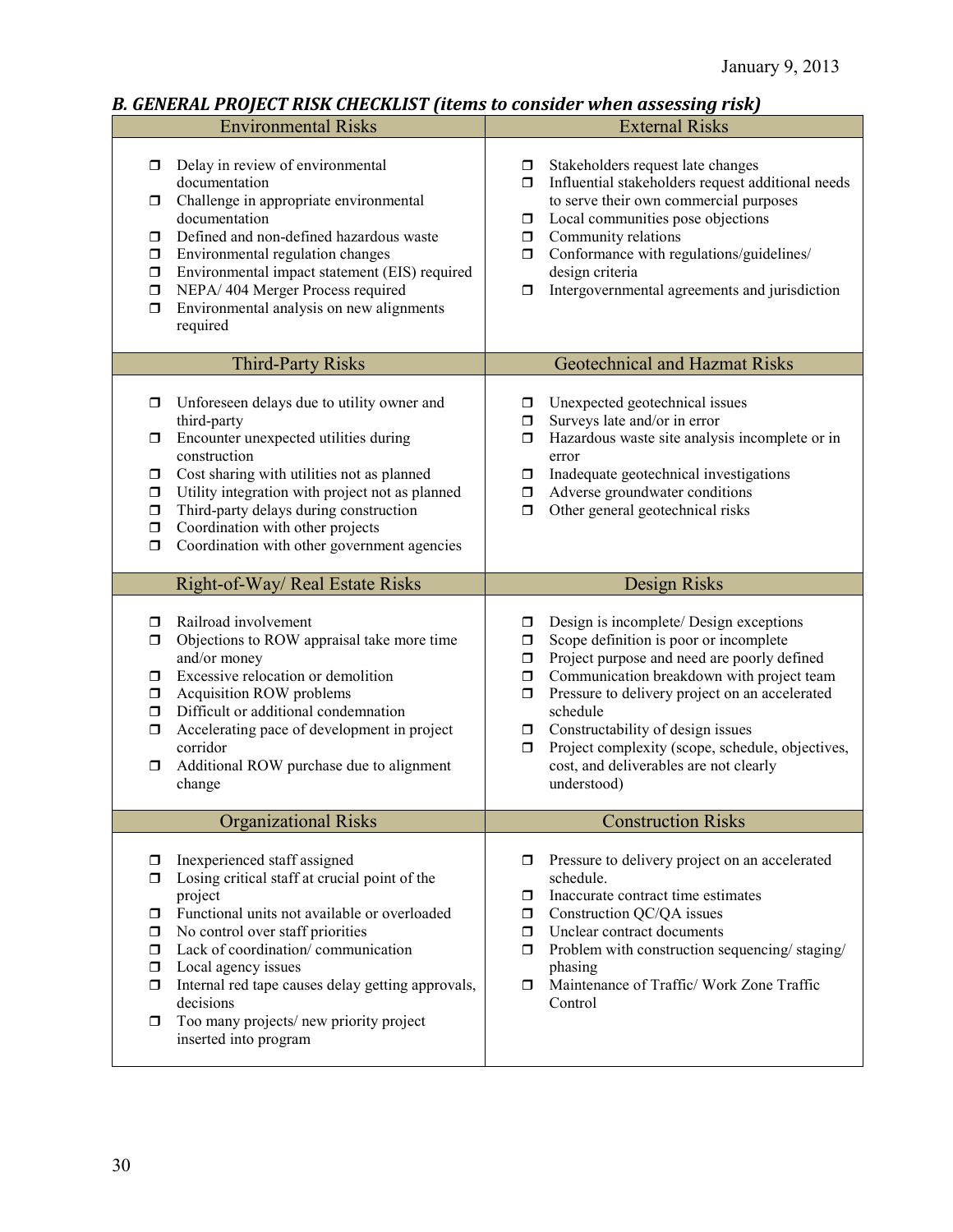### B. GENERAL PROJECT RISK CHECKLIST (items to consider when assessing risk)

| Environmental Risks | External Risks |
|---|---|
| ❒ Delay in review of environmental documentation<br>❒ Challenge in appropriate environmental documentation<br>❒ Defined and non-defined hazardous waste<br>❒ Environmental regulation changes<br>❒ Environmental impact statement (EIS) required<br>❒ NEPA/ 404 Merger Process required<br>❒ Environmental analysis on new alignments required | ❒ Stakeholders request late changes<br>❒ Influential stakeholders request additional needs to serve their own commercial purposes<br>❒ Local communities pose objections<br>❒ Community relations<br>❒ Conformance with regulations/guidelines/ design criteria<br>❒ Intergovernmental agreements and jurisdiction |
| **Third-Party Risks** | **Geotechnical and Hazmat Risks** |
| ❒ Unforeseen delays due to utility owner and third-party<br>❒ Encounter unexpected utilities during construction<br>❒ Cost sharing with utilities not as planned<br>❒ Utility integration with project not as planned<br>❒ Third-party delays during construction<br>❒ Coordination with other projects<br>❒ Coordination with other government agencies | ❒ Unexpected geotechnical issues<br>❒ Surveys late and/or in error<br>❒ Hazardous waste site analysis incomplete or in error<br>❒ Inadequate geotechnical investigations<br>❒ Adverse groundwater conditions<br>❒ Other general geotechnical risks |
| **Right-of-Way/ Real Estate Risks** | **Design Risks** |
| ❒ Railroad involvement<br>❒ Objections to ROW appraisal take more time and/or money<br>❒ Excessive relocation or demolition<br>❒ Acquisition ROW problems<br>❒ Difficult or additional condemnation<br>❒ Accelerating pace of development in project corridor<br>❒ Additional ROW purchase due to alignment change | ❒ Design is incomplete/ Design exceptions<br>❒ Scope definition is poor or incomplete<br>❒ Project purpose and need are poorly defined<br>❒ Communication breakdown with project team<br>❒ Pressure to delivery project on an accelerated schedule<br>❒ Constructability of design issues<br>❒ Project complexity (scope, schedule, objectives, cost, and deliverables are not clearly understood) |
| **Organizational Risks** | **Construction Risks** |
| ❒ Inexperienced staff assigned<br>❒ Losing critical staff at crucial point of the project<br>❒ Functional units not available or overloaded<br>❒ No control over staff priorities<br>❒ Lack of coordination/ communication<br>❒ Local agency issues<br>❒ Internal red tape causes delay getting approvals, decisions<br>❒ Too many projects/ new priority project inserted into program | ❒ Pressure to delivery project on an accelerated schedule.<br>❒ Inaccurate contract time estimates<br>❒ Construction QC/QA issues<br>❒ Unclear contract documents<br>❒ Problem with construction sequencing/ staging/ phasing<br>❒ Maintenance of Traffic/ Work Zone Traffic Control |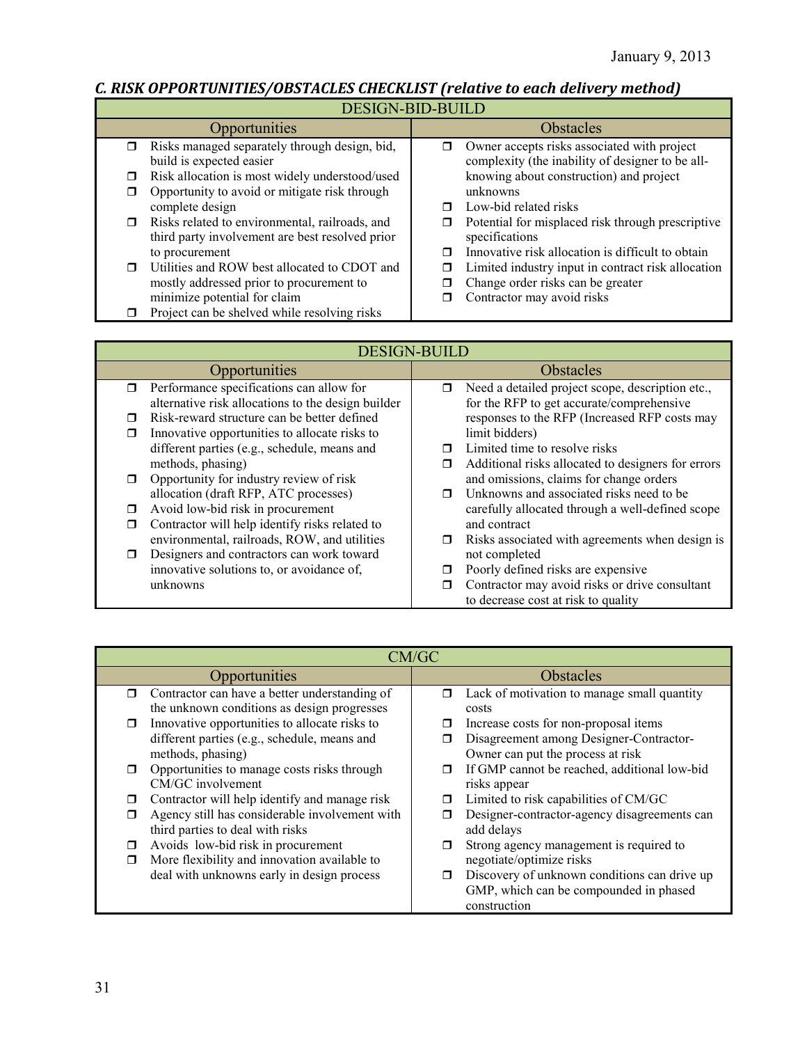## C. RISK OPPORTUNITIES/OBSTACLES CHECKLIST (relative to each delivery method)

| DESIGN-BID-BUILD | |
|---|---|
| **Opportunities** | **Obstacles** |
| ❒ Risks managed separately through design, bid, build is expected easier<br>❒ Risk allocation is most widely understood/used<br>❒ Opportunity to avoid or mitigate risk through complete design<br>❒ Risks related to environmental, railroads, and third party involvement are best resolved prior to procurement<br>❒ Utilities and ROW best allocated to CDOT and mostly addressed prior to procurement to minimize potential for claim<br>❒ Project can be shelved while resolving risks | ❒ Owner accepts risks associated with project complexity (the inability of designer to be all-knowing about construction) and project unknowns<br>❒ Low-bid related risks<br>❒ Potential for misplaced risk through prescriptive specifications<br>❒ Innovative risk allocation is difficult to obtain<br>❒ Limited industry input in contract risk allocation<br>❒ Change order risks can be greater<br>❒ Contractor may avoid risks |

| DESIGN-BUILD | |
|---|---|
| **Opportunities** | **Obstacles** |
| ❒ Performance specifications can allow for alternative risk allocations to the design builder<br>❒ Risk-reward structure can be better defined<br>❒ Innovative opportunities to allocate risks to different parties (e.g., schedule, means and methods, phasing)<br>❒ Opportunity for industry review of risk allocation (draft RFP, ATC processes)<br>❒ Avoid low-bid risk in procurement<br>❒ Contractor will help identify risks related to environmental, railroads, ROW, and utilities<br>❒ Designers and contractors can work toward innovative solutions to, or avoidance of, unknowns | ❒ Need a detailed project scope, description etc., for the RFP to get accurate/comprehensive responses to the RFP (Increased RFP costs may limit bidders)<br>❒ Limited time to resolve risks<br>❒ Additional risks allocated to designers for errors and omissions, claims for change orders<br>❒ Unknowns and associated risks need to be carefully allocated through a well-defined scope and contract<br>❒ Risks associated with agreements when design is not completed<br>❒ Poorly defined risks are expensive<br>❒ Contractor may avoid risks or drive consultant to decrease cost at risk to quality |

| CM/GC | |
|---|---|
| **Opportunities** | **Obstacles** |
| ❒ Contractor can have a better understanding of the unknown conditions as design progresses<br>❒ Innovative opportunities to allocate risks to different parties (e.g., schedule, means and methods, phasing)<br>❒ Opportunities to manage costs risks through CM/GC involvement<br>❒ Contractor will help identify and manage risk<br>❒ Agency still has considerable involvement with third parties to deal with risks<br>❒ Avoids low-bid risk in procurement<br>❒ More flexibility and innovation available to deal with unknowns early in design process | ❒ Lack of motivation to manage small quantity costs<br>❒ Increase costs for non-proposal items<br>❒ Disagreement among Designer-Contractor-Owner can put the process at risk<br>❒ If GMP cannot be reached, additional low-bid risks appear<br>❒ Limited to risk capabilities of CM/GC<br>❒ Designer-contractor-agency disagreements can add delays<br>❒ Strong agency management is required to negotiate/optimize risks<br>❒ Discovery of unknown conditions can drive up GMP, which can be compounded in phased construction |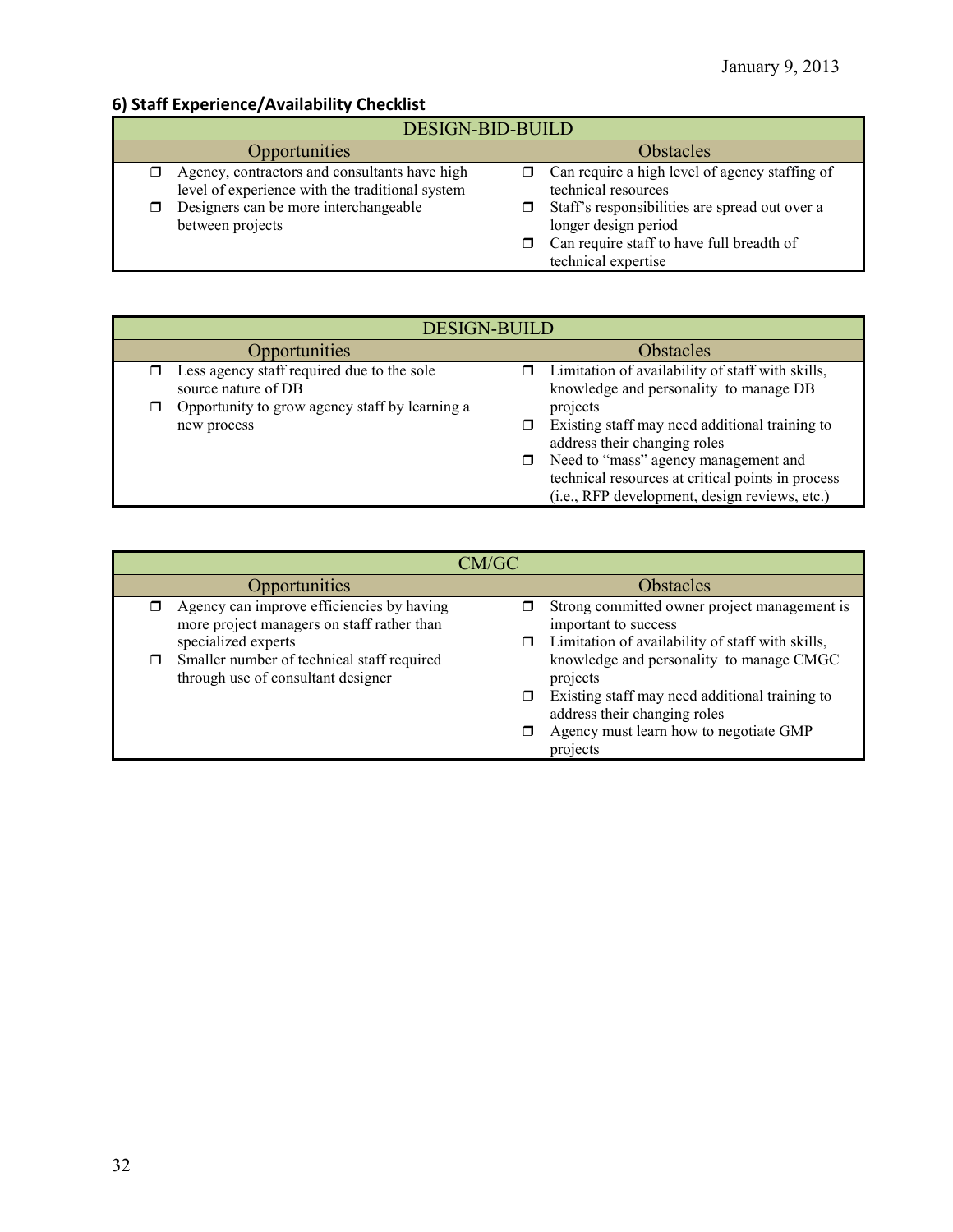## 6) Staff Experience/Availability Checklist

| DESIGN-BID-BUILD | |
|---|---|
| **Opportunities** | **Obstacles** |
| ❒ Agency, contractors and consultants have high level of experience with the traditional system<br>❒ Designers can be more interchangeable between projects | ❒ Can require a high level of agency staffing of technical resources<br>❒ Staff's responsibilities are spread out over a longer design period<br>❒ Can require staff to have full breadth of technical expertise |

| DESIGN-BUILD | |
|---|---|
| **Opportunities** | **Obstacles** |
| ❒ Less agency staff required due to the sole source nature of DB<br>❒ Opportunity to grow agency staff by learning a new process | ❒ Limitation of availability of staff with skills, knowledge and personality to manage DB projects<br>❒ Existing staff may need additional training to address their changing roles<br>❒ Need to "mass" agency management and technical resources at critical points in process (i.e., RFP development, design reviews, etc.) |

| CM/GC | |
|---|---|
| **Opportunities** | **Obstacles** |
| ❒ Agency can improve efficiencies by having more project managers on staff rather than specialized experts<br>❒ Smaller number of technical staff required through use of consultant designer | ❒ Strong committed owner project management is important to success<br>❒ Limitation of availability of staff with skills, knowledge and personality to manage CMGC projects<br>❒ Existing staff may need additional training to address their changing roles<br>❒ Agency must learn how to negotiate GMP projects |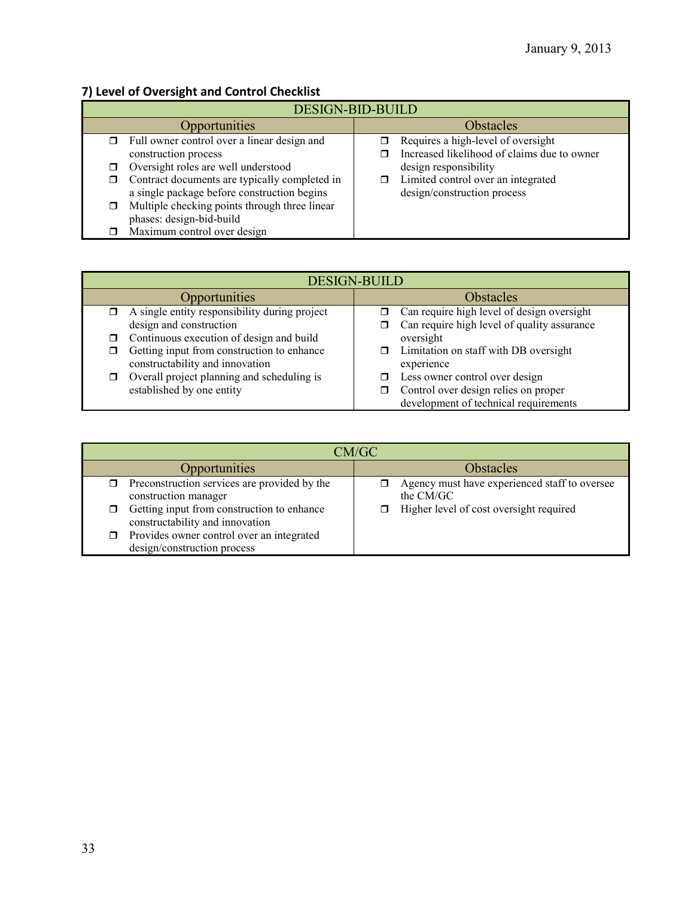### 7) Level of Oversight and Control Checklist

| DESIGN-BID-BUILD | |
|---|---|
| **Opportunities** | **Obstacles** |
| ❒ Full owner control over a linear design and construction process<br>❒ Oversight roles are well understood<br>❒ Contract documents are typically completed in a single package before construction begins<br>❒ Multiple checking points through three linear phases: design-bid-build<br>❒ Maximum control over design | ❒ Requires a high-level of oversight<br>❒ Increased likelihood of claims due to owner design responsibility<br>❒ Limited control over an integrated design/construction process |

| DESIGN-BUILD | |
|---|---|
| **Opportunities** | **Obstacles** |
| ❒ A single entity responsibility during project design and construction<br>❒ Continuous execution of design and build<br>❒ Getting input from construction to enhance constructability and innovation<br>❒ Overall project planning and scheduling is established by one entity | ❒ Can require high level of design oversight<br>❒ Can require high level of quality assurance oversight<br>❒ Limitation on staff with DB oversight experience<br>❒ Less owner control over design<br>❒ Control over design relies on proper development of technical requirements |

| CM/GC | |
|---|---|
| **Opportunities** | **Obstacles** |
| ❒ Preconstruction services are provided by the construction manager<br>❒ Getting input from construction to enhance constructability and innovation<br>❒ Provides owner control over an integrated design/construction process | ❒ Agency must have experienced staff to oversee the CM/GC<br>❒ Higher level of cost oversight required |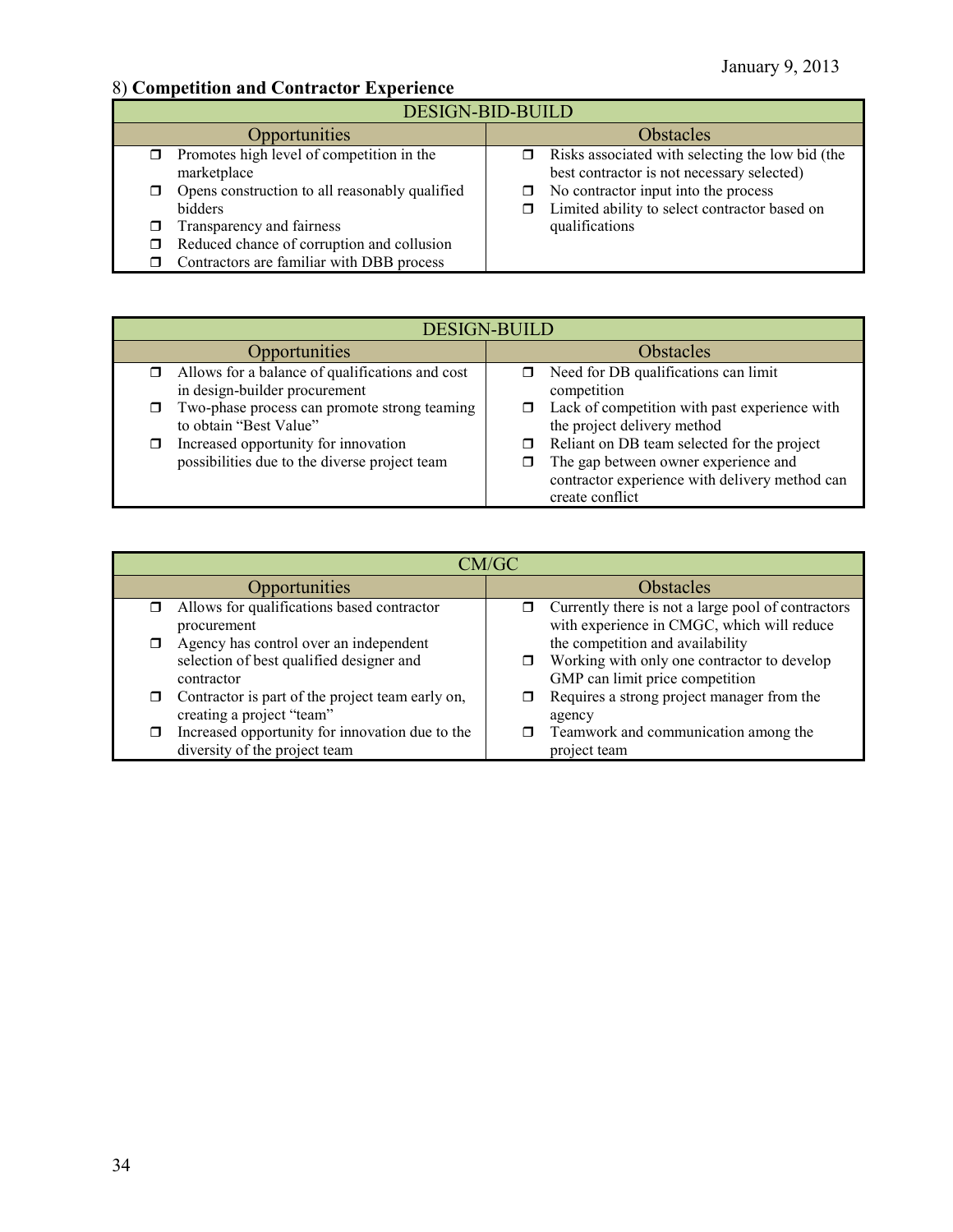## 8) **Competition and Contractor Experience**

| DESIGN-BID-BUILD | |
|---|---|
| **Opportunities** | **Obstacles** |
| <ul><li>Promotes high level of competition in the marketplace</li><li>Opens construction to all reasonably qualified bidders</li><li>Transparency and fairness</li><li>Reduced chance of corruption and collusion</li><li>Contractors are familiar with DBB process</li></ul> | <ul><li>Risks associated with selecting the low bid (the best contractor is not necessary selected)</li><li>No contractor input into the process</li><li>Limited ability to select contractor based on qualifications</li></ul> |

| DESIGN-BUILD | |
|---|---|
| **Opportunities** | **Obstacles** |
| <ul><li>Allows for a balance of qualifications and cost in design-builder procurement</li><li>Two-phase process can promote strong teaming to obtain "Best Value"</li><li>Increased opportunity for innovation possibilities due to the diverse project team</li></ul> | <ul><li>Need for DB qualifications can limit competition</li><li>Lack of competition with past experience with the project delivery method</li><li>Reliant on DB team selected for the project</li><li>The gap between owner experience and contractor experience with delivery method can create conflict</li></ul> |

| CM/GC | |
|---|---|
| **Opportunities** | **Obstacles** |
| <ul><li>Allows for qualifications based contractor procurement</li><li>Agency has control over an independent selection of best qualified designer and contractor</li><li>Contractor is part of the project team early on, creating a project "team"</li><li>Increased opportunity for innovation due to the diversity of the project team</li></ul> | <ul><li>Currently there is not a large pool of contractors with experience in CMGC, which will reduce the competition and availability</li><li>Working with only one contractor to develop GMP can limit price competition</li><li>Requires a strong project manager from the agency</li><li>Teamwork and communication among the project team</li></ul> |